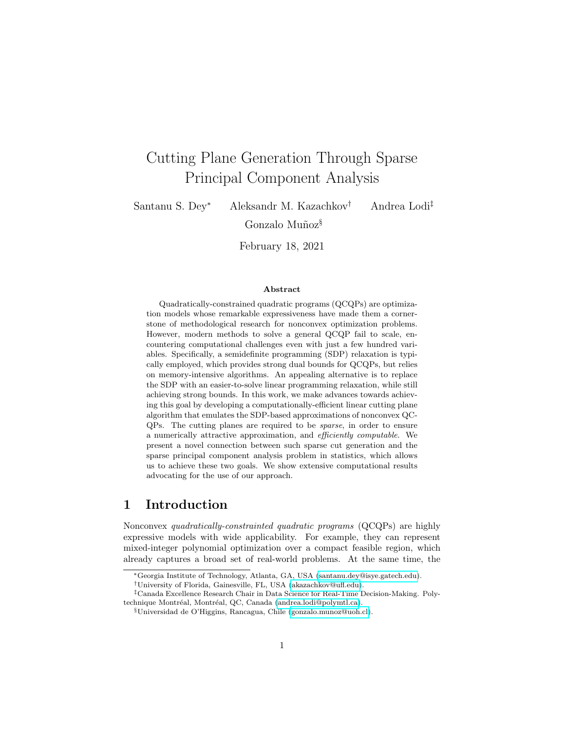# Cutting Plane Generation Through Sparse Principal Component Analysis

Santanu S. Dey[*] Aleksandr M. Kazachkov[†] Andrea Lodi[‡]

Gonzalo Muñoz[§]

February 18, 2021

### Abstract

Quadratically-constrained quadratic programs (QCQPs) are optimization models whose remarkable expressiveness have made them a cornerstone of methodological research for nonconvex optimization problems. However, modern methods to solve a general QCQP fail to scale, encountering computational challenges even with just a few hundred variables. Specifically, a semidefinite programming (SDP) relaxation is typically employed, which provides strong dual bounds for QCQPs, but relies on memory-intensive algorithms. An appealing alternative is to replace the SDP with an easier-to-solve linear programming relaxation, while still achieving strong bounds. In this work, we make advances towards achieving this goal by developing a computationally-efficient linear cutting plane algorithm that emulates the SDP-based approximations of nonconvex QCQPs. The cutting planes are required to be *sparse*, in order to ensure a numerically attractive approximation, and *efficiently computable*. We present a novel connection between such sparse cut generation and the sparse principal component analysis problem in statistics, which allows us to achieve these two goals. We show extensive computational results advocating for the use of our approach.

## 1 Introduction

Nonconvex *quadratically-constrainted quadratic programs* (QCQPs) are highly expressive models with wide applicability. For example, they can represent mixed-integer polynomial optimization over a compact feasible region, which already captures a broad set of real-world problems. At the same time, the

---

[*]Georgia Institute of Technology, Atlanta, GA, USA (santanu.dey@isye.gatech.edu).

[†]University of Florida, Gainesville, FL, USA (akazachkov@ufl.edu).

[‡]Canada Excellence Research Chair in Data Science for Real-Time Decision-Making. Polytechnique Montréal, Montréal, QC, Canada (andrea.lodi@polymtl.ca).

[§]Universidad de O'Higgins, Rancagua, Chile (gonzalo.munoz@uoh.cl).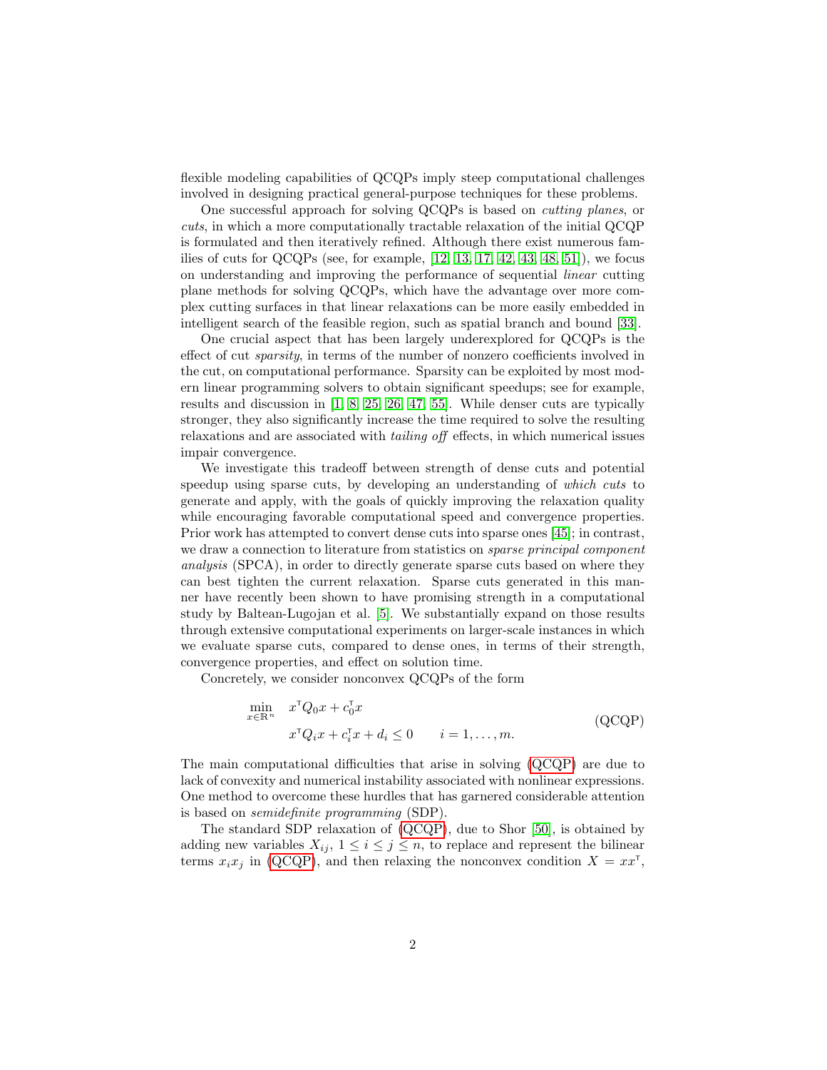flexible modeling capabilities of QCQPs imply steep computational challenges involved in designing practical general-purpose techniques for these problems.

One successful approach for solving QCQPs is based on *cutting planes*, or *cuts*, in which a more computationally tractable relaxation of the initial QCQP is formulated and then iteratively refined. Although there exist numerous families of cuts for QCQPs (see, for example, [12, 13, 17, 42, 43, 48, 51]), we focus on understanding and improving the performance of sequential *linear* cutting plane methods for solving QCQPs, which have the advantage over more complex cutting surfaces in that linear relaxations can be more easily embedded in intelligent search of the feasible region, such as spatial branch and bound [33].

One crucial aspect that has been largely underexplored for QCQPs is the effect of cut *sparsity*, in terms of the number of nonzero coefficients involved in the cut, on computational performance. Sparsity can be exploited by most modern linear programming solvers to obtain significant speedups; see for example, results and discussion in [1, 8, 25, 26, 47, 55]. While denser cuts are typically stronger, they also significantly increase the time required to solve the resulting relaxations and are associated with *tailing off* effects, in which numerical issues impair convergence.

We investigate this tradeoff between strength of dense cuts and potential speedup using sparse cuts, by developing an understanding of *which cuts* to generate and apply, with the goals of quickly improving the relaxation quality while encouraging favorable computational speed and convergence properties. Prior work has attempted to convert dense cuts into sparse ones [45]; in contrast, we draw a connection to literature from statistics on *sparse principal component analysis* (SPCA), in order to directly generate sparse cuts based on where they can best tighten the current relaxation. Sparse cuts generated in this manner have recently been shown to have promising strength in a computational study by Baltean-Lugojan et al. [5]. We substantially expand on those results through extensive computational experiments on larger-scale instances in which we evaluate sparse cuts, compared to dense ones, in terms of their strength, convergence properties, and effect on solution time.

Concretely, we consider nonconvex QCQPs of the form

$$
\begin{aligned}
\min_{x \in \mathbb{R}^n} \quad & x^\mathsf{T} Q_0 x + c_0^\mathsf{T} x \\
& x^\mathsf{T} Q_i x + c_i^\mathsf{T} x + d_i \leq 0 \qquad i = 1, \dots, m.
\end{aligned}
\tag{QCQP}
$$

The main computational difficulties that arise in solving (QCQP) are due to lack of convexity and numerical instability associated with nonlinear expressions. One method to overcome these hurdles that has garnered considerable attention is based on *semidefinite programming* (SDP).

The standard SDP relaxation of (QCQP), due to Shor [50], is obtained by adding new variables $X_{ij}$, $1 \leq i \leq j \leq n$, to replace and represent the bilinear terms $x_i x_j$ in (QCQP), and then relaxing the nonconvex condition $X = xx^\mathsf{T}$,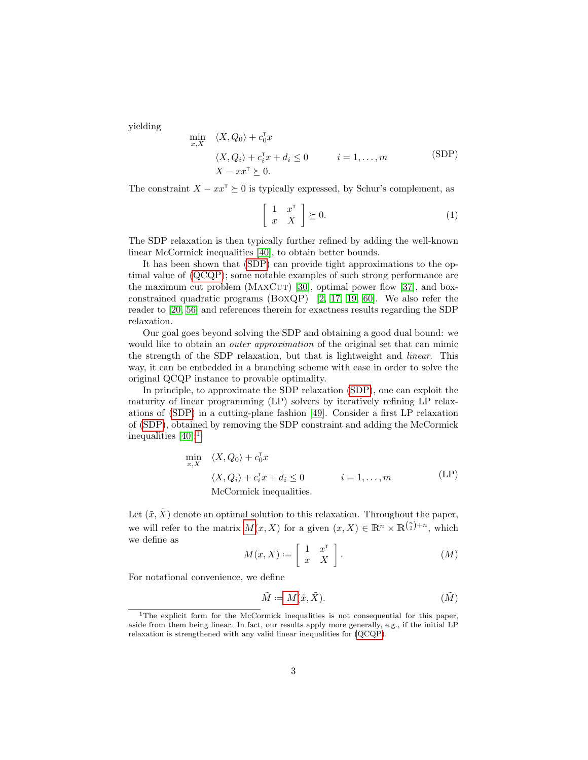yielding

$$
\begin{aligned}
\min_{x,X} \quad & \langle X, Q_0 \rangle + c_0^\intercal x \\
& \langle X, Q_i \rangle + c_i^\intercal x + d_i \leq 0 \qquad i = 1, \ldots, m \\
& X - xx^\intercal \succeq 0.
\end{aligned} \tag{SDP}
$$

The constraint $X - xx^\intercal \succeq 0$ is typically expressed, by Schur's complement, as

$$
\begin{bmatrix} 1 & x^\intercal \\ x & X \end{bmatrix} \succeq 0. \tag{1}
$$

The SDP relaxation is then typically further refined by adding the well-known linear McCormick inequalities [40], to obtain better bounds.

It has been shown that (SDP) can provide tight approximations to the optimal value of (QCQP); some notable examples of such strong performance are the maximum cut problem (MaxCut) [30], optimal power flow [37], and box-constrained quadratic programs (BoxQP) [2, 17, 19, 60]. We also refer the reader to [20, 56] and references therein for exactness results regarding the SDP relaxation.

Our goal goes beyond solving the SDP and obtaining a good dual bound: we would like to obtain an *outer approximation* of the original set that can mimic the strength of the SDP relaxation, but that is lightweight and *linear*. This way, it can be embedded in a branching scheme with ease in order to solve the original QCQP instance to provable optimality.

In principle, to approximate the SDP relaxation (SDP), one can exploit the maturity of linear programming (LP) solvers by iteratively refining LP relaxations of (SDP) in a cutting-plane fashion [49]. Consider a first LP relaxation of (SDP), obtained by removing the SDP constraint and adding the McCormick inequalities [40]:[1]

$$
\begin{aligned}
\min_{x,X} \quad & \langle X, Q_0 \rangle + c_0^\intercal x \\
& \langle X, Q_i \rangle + c_i^\intercal x + d_i \leq 0 \qquad i = 1, \ldots, m \\
& \text{McCormick inequalities.}
\end{aligned} \tag{LP}
$$

Let $(\tilde{x}, \tilde{X})$ denote an optimal solution to this relaxation. Throughout the paper, we will refer to the matrix $M(x, X)$ for a given $(x, X) \in \mathbb{R}^n \times \mathbb{R}^{\binom{n}{2}+n}$, which we define as

$$
M(x, X) := \begin{bmatrix} 1 & x^\intercal \\ x & X \end{bmatrix}. \tag{$M$}
$$

For notational convenience, we define

$$
\tilde{M} := M(\tilde{x}, \tilde{X}). \tag{$\tilde{M}$}
$$

[1] The explicit form for the McCormick inequalities is not consequential for this paper, aside from them being linear. In fact, our results apply more generally, e.g., if the initial LP relaxation is strengthened with any valid linear inequalities for (QCQP).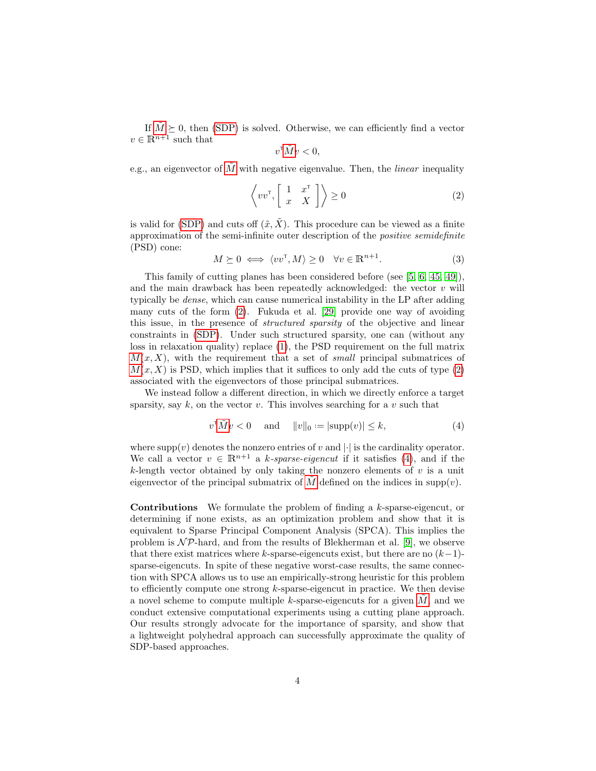If $\tilde{M} \succeq 0$, then (SDP) is solved. Otherwise, we can efficiently find a vector $v \in \mathbb{R}^{n+1}$ such that

$$v^\intercal \tilde{M} v < 0,$$

e.g., an eigenvector of $\tilde{M}$ with negative eigenvalue. Then, the *linear* inequality

$$\left\langle vv^\intercal, \begin{bmatrix} 1 & x^\intercal \\ x & X \end{bmatrix} \right\rangle \geq 0 \tag{2}$$

is valid for (SDP) and cuts off $(\tilde{x}, \tilde{X})$. This procedure can be viewed as a finite approximation of the semi-infinite outer description of the *positive semidefinite* (PSD) cone:

$$M \succeq 0 \iff \langle vv^\intercal, M \rangle \geq 0 \quad \forall v \in \mathbb{R}^{n+1}. \tag{3}$$

This family of cutting planes has been considered before (see [5, 6, 45, 49]), and the main drawback has been repeatedly acknowledged: the vector $v$ will typically be *dense*, which can cause numerical instability in the LP after adding many cuts of the form (2). Fukuda et al. [29] provide one way of avoiding this issue, in the presence of *structured sparsity* of the objective and linear constraints in (SDP). Under such structured sparsity, one can (without any loss in relaxation quality) replace (1), the PSD requirement on the full matrix $M(x, X)$, with the requirement that a set of *small* principal submatrices of $M(x, X)$ is PSD, which implies that it suffices to only add the cuts of type (2) associated with the eigenvectors of those principal submatrices.

We instead follow a different direction, in which we directly enforce a target sparsity, say $k$, on the vector $v$. This involves searching for a $v$ such that

$$v^\intercal \tilde{M} v < 0 \quad \text{ and } \quad \|v\|_0 := |\text{supp}(v)| \leq k, \tag{4}$$

where $\text{supp}(v)$ denotes the nonzero entries of $v$ and $|\cdot|$ is the cardinality operator. We call a vector $v \in \mathbb{R}^{n+1}$ a *k-sparse-eigencut* if it satisfies (4), and if the $k$-length vector obtained by only taking the nonzero elements of $v$ is a unit eigenvector of the principal submatrix of $\tilde{M}$ defined on the indices in $\text{supp}(v)$.

**Contributions** We formulate the problem of finding a $k$-sparse-eigencut, or determining if none exists, as an optimization problem and show that it is equivalent to Sparse Principal Component Analysis (SPCA). This implies the problem is $\mathcal{NP}$-hard, and from the results of Blekherman et al. [9], we observe that there exist matrices where $k$-sparse-eigencuts exist, but there are no $(k-1)$-sparse-eigencuts. In spite of these negative worst-case results, the same connection with SPCA allows us to use an empirically-strong heuristic for this problem to efficiently compute one strong $k$-sparse-eigencut in practice. We then devise a novel scheme to compute multiple $k$-sparse-eigencuts for a given $\tilde{M}$, and we conduct extensive computational experiments using a cutting plane approach. Our results strongly advocate for the importance of sparsity, and show that a lightweight polyhedral approach can successfully approximate the quality of SDP-based approaches.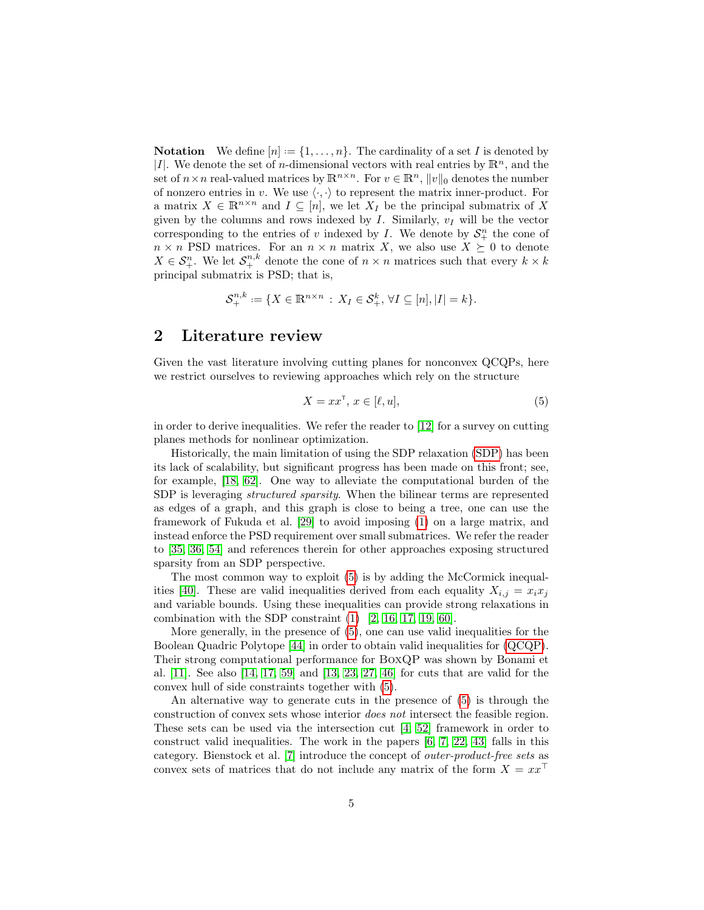**Notation** We define $[n] \coloneqq \{1, \ldots, n\}$. The cardinality of a set $I$ is denoted by $|I|$. We denote the set of $n$-dimensional vectors with real entries by $\mathbb{R}^n$, and the set of $n \times n$ real-valued matrices by $\mathbb{R}^{n\times n}$. For $v \in \mathbb{R}^n$, $\|v\|_0$ denotes the number of nonzero entries in $v$. We use $\langle \cdot, \cdot \rangle$ to represent the matrix inner-product. For a matrix $X \in \mathbb{R}^{n\times n}$ and $I \subseteq [n]$, we let $X_I$ be the principal submatrix of $X$ given by the columns and rows indexed by $I$. Similarly, $v_I$ will be the vector corresponding to the entries of $v$ indexed by $I$. We denote by $\mathcal{S}^n_+$ the cone of $n \times n$ PSD matrices. For an $n \times n$ matrix $X$, we also use $X \succeq 0$ to denote $X \in \mathcal{S}^n_+$. We let $\mathcal{S}^{n,k}_+$ denote the cone of $n \times n$ matrices such that every $k \times k$ principal submatrix is PSD; that is,

$$\mathcal{S}^{n,k}_+ \coloneqq \{X \in \mathbb{R}^{n\times n} \,:\, X_I \in \mathcal{S}^k_+,\, \forall I \subseteq [n], |I| = k\}.$$

## 2 Literature review

Given the vast literature involving cutting planes for nonconvex QCQPs, here we restrict ourselves to reviewing approaches which rely on the structure

$$X = xx^\intercal,\, x \in [\ell, u], \tag{5}$$

in order to derive inequalities. We refer the reader to [12] for a survey on cutting planes methods for nonlinear optimization.

Historically, the main limitation of using the SDP relaxation (SDP) has been its lack of scalability, but significant progress has been made on this front; see, for example, [18, 62]. One way to alleviate the computational burden of the SDP is leveraging *structured sparsity*. When the bilinear terms are represented as edges of a graph, and this graph is close to being a tree, one can use the framework of Fukuda et al. [29] to avoid imposing (1) on a large matrix, and instead enforce the PSD requirement over small submatrices. We refer the reader to [35, 36, 54] and references therein for other approaches exposing structured sparsity from an SDP perspective.

The most common way to exploit (5) is by adding the McCormick inequalities [40]. These are valid inequalities derived from each equality $X_{i,j} = x_i x_j$ and variable bounds. Using these inequalities can provide strong relaxations in combination with the SDP constraint (1) [2, 16, 17, 19, 60].

More generally, in the presence of (5), one can use valid inequalities for the Boolean Quadric Polytope [44] in order to obtain valid inequalities for (QCQP). Their strong computational performance for BoxQP was shown by Bonami et al. [11]. See also [14, 17, 59] and [13, 23, 27, 46] for cuts that are valid for the convex hull of side constraints together with (5).

An alternative way to generate cuts in the presence of (5) is through the construction of convex sets whose interior *does not* intersect the feasible region. These sets can be used via the intersection cut [4, 52] framework in order to construct valid inequalities. The work in the papers [6, 7, 22, 43] falls in this category. Bienstock et al. [7] introduce the concept of *outer-product-free sets* as convex sets of matrices that do not include any matrix of the form $X = xx^\top$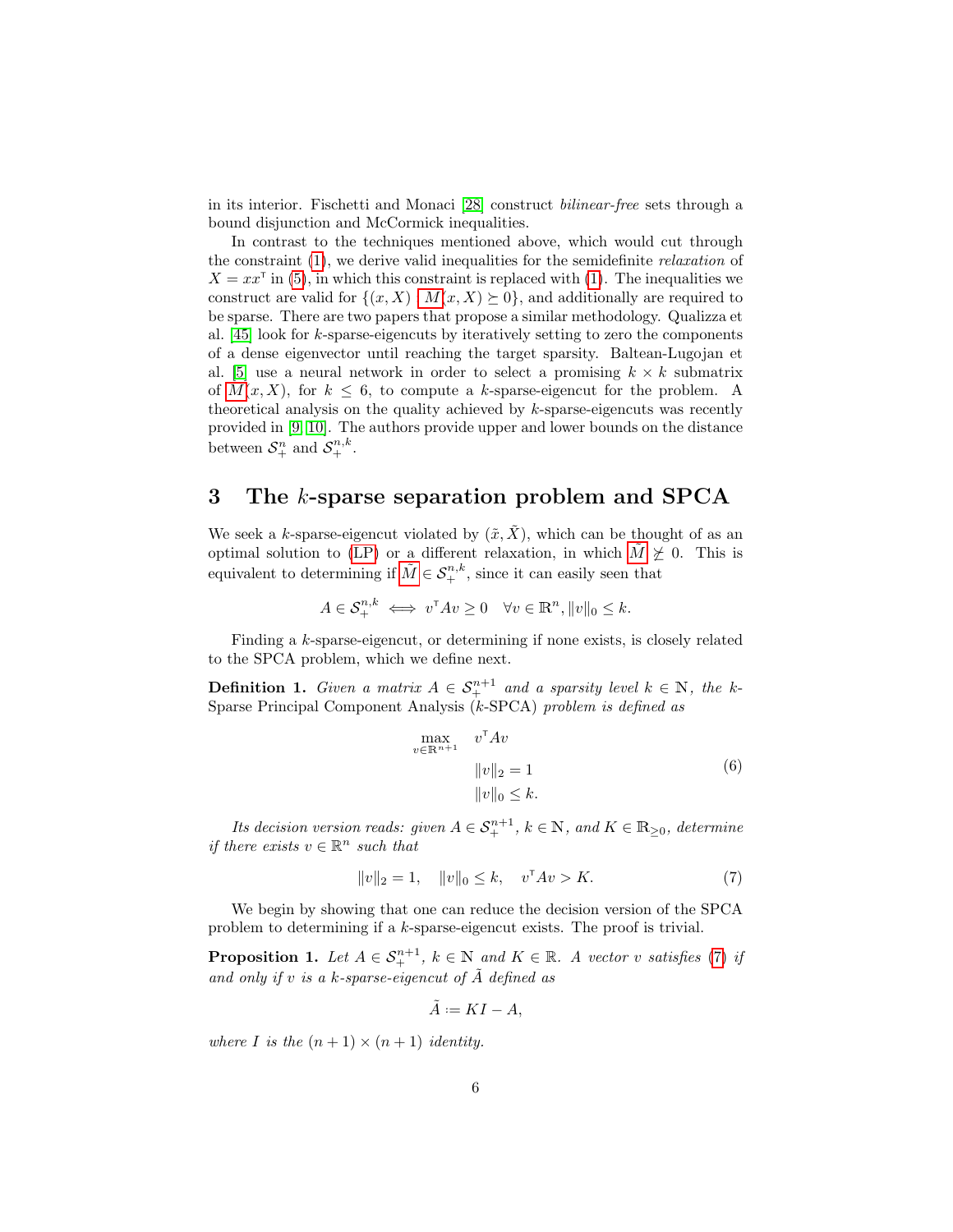in its interior. Fischetti and Monaci [28] construct *bilinear-free* sets through a bound disjunction and McCormick inequalities.

In contrast to the techniques mentioned above, which would cut through the constraint (1), we derive valid inequalities for the semidefinite *relaxation* of $X = xx^\intercal$ in (5), in which this constraint is replaced with (1). The inequalities we construct are valid for $\{(x, X) \mid M(x, X) \succeq 0\}$, and additionally are required to be sparse. There are two papers that propose a similar methodology. Qualizza et al. [45] look for $k$-sparse-eigencuts by iteratively setting to zero the components of a dense eigenvector until reaching the target sparsity. Baltean-Lugojan et al. [5] use a neural network in order to select a promising $k \times k$ submatrix of $M(x, X)$, for $k \leq 6$, to compute a $k$-sparse-eigencut for the problem. A theoretical analysis on the quality achieved by $k$-sparse-eigencuts was recently provided in [9, 10]. The authors provide upper and lower bounds on the distance between $\mathcal{S}^n_+$ and $\mathcal{S}^{n,k}_+$.

## 3 The $k$-sparse separation problem and SPCA

We seek a $k$-sparse-eigencut violated by $(\tilde{x}, \tilde{X})$, which can be thought of as an optimal solution to (LP) or a different relaxation, in which $\tilde{M} \not\succeq 0$. This is equivalent to determining if $\tilde{M} \in \mathcal{S}^{n,k}_+$, since it can easily seen that

$$A \in \mathcal{S}^{n,k}_+ \iff v^\intercal A v \geq 0 \quad \forall v \in \mathbb{R}^n, \|v\|_0 \leq k.$$

Finding a $k$-sparse-eigencut, or determining if none exists, is closely related to the SPCA problem, which we define next.

**Definition 1.** *Given a matrix $A \in \mathcal{S}^{n+1}_+$ and a sparsity level $k \in \mathbb{N}$, the $k$-*Sparse Principal Component Analysis ($k$-SPCA) *problem is defined as*

$$\begin{aligned} \max_{v \in \mathbb{R}^{n+1}} \quad & v^\intercal A v \\ & \|v\|_2 = 1 \\ & \|v\|_0 \leq k. \end{aligned} \tag{6}$$

*Its decision version reads: given $A \in \mathcal{S}^{n+1}_+$, $k \in \mathbb{N}$, and $K \in \mathbb{R}_{\geq 0}$, determine if there exists $v \in \mathbb{R}^n$ such that*

$$\|v\|_2 = 1, \quad \|v\|_0 \leq k, \quad v^\intercal A v > K. \tag{7}$$

We begin by showing that one can reduce the decision version of the SPCA problem to determining if a $k$-sparse-eigencut exists. The proof is trivial.

**Proposition 1.** *Let $A \in \mathcal{S}^{n+1}_+$, $k \in \mathbb{N}$ and $K \in \mathbb{R}$. A vector $v$ satisfies (7) if and only if $v$ is a $k$-sparse-eigencut of $\tilde{A}$ defined as*

$$\tilde{A} := KI - A,$$

*where $I$ is the $(n + 1) \times (n + 1)$ identity.*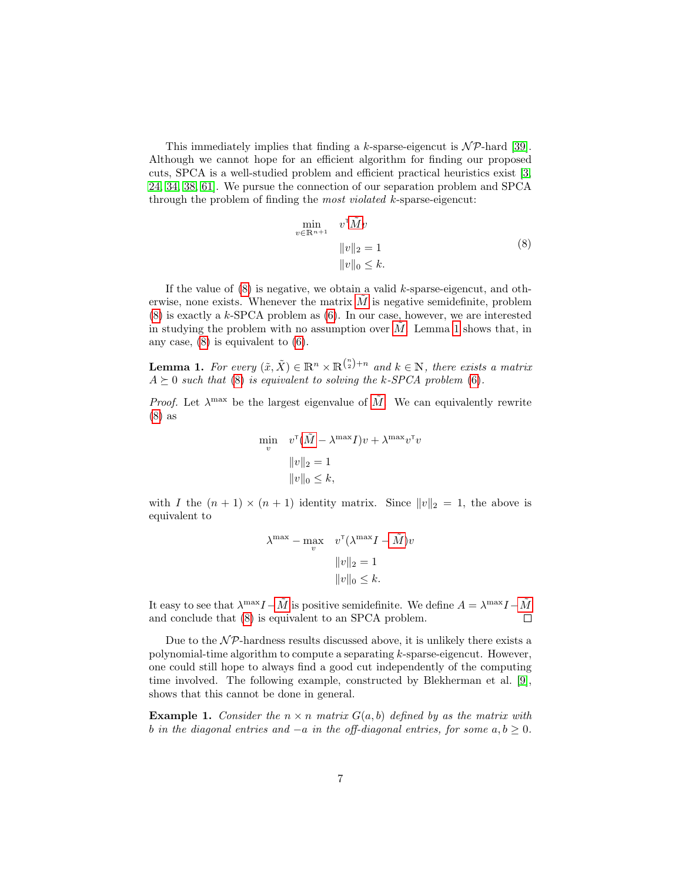This immediately implies that finding a $k$-sparse-eigencut is $\mathcal{NP}$-hard [39]. Although we cannot hope for an efficient algorithm for finding our proposed cuts, SPCA is a well-studied problem and efficient practical heuristics exist [3, 24, 34, 38, 61]. We pursue the connection of our separation problem and SPCA through the problem of finding the *most violated* $k$-sparse-eigencut:

$$
\begin{aligned}
\min_{v \in \mathbb{R}^{n+1}} \quad & v^\intercal \tilde{M} v \\
& \|v\|_2 = 1 \\
& \|v\|_0 \leq k.
\end{aligned}
\tag{8}
$$

If the value of (8) is negative, we obtain a valid $k$-sparse-eigencut, and otherwise, none exists. Whenever the matrix $\tilde{M}$ is negative semidefinite, problem (8) is exactly a $k$-SPCA problem as (6). In our case, however, we are interested in studying the problem with no assumption over $\tilde{M}$. Lemma 1 shows that, in any case, (8) is equivalent to (6).

**Lemma 1.** *For every $(\tilde{x}, \tilde{X}) \in \mathbb{R}^n \times \mathbb{R}^{\binom{n}{2}+n}$ and $k \in \mathbb{N}$, there exists a matrix $A \succeq 0$ such that (8) is equivalent to solving the $k$-SPCA problem (6).*

*Proof.* Let $\lambda^{\max}$ be the largest eigenvalue of $\tilde{M}$. We can equivalently rewrite (8) as

$$
\begin{aligned}
\min_{v} \quad & v^\intercal (\tilde{M} - \lambda^{\max} I) v + \lambda^{\max} v^\intercal v \\
& \|v\|_2 = 1 \\
& \|v\|_0 \leq k,
\end{aligned}
$$

with $I$ the $(n+1) \times (n+1)$ identity matrix. Since $\|v\|_2 = 1$, the above is equivalent to

$$
\begin{aligned}
\lambda^{\max} - \max_{v} \quad & v^\intercal (\lambda^{\max} I - \tilde{M}) v \\
& \|v\|_2 = 1 \\
& \|v\|_0 \leq k.
\end{aligned}
$$

It easy to see that $\lambda^{\max} I - \tilde{M}$ is positive semidefinite. We define $A = \lambda^{\max} I - \tilde{M}$ and conclude that (8) is equivalent to an SPCA problem. $\square$

Due to the $\mathcal{NP}$-hardness results discussed above, it is unlikely there exists a polynomial-time algorithm to compute a separating $k$-sparse-eigencut. However, one could still hope to always find a good cut independently of the computing time involved. The following example, constructed by Blekherman et al. [9], shows that this cannot be done in general.

**Example 1.** *Consider the $n \times n$ matrix $G(a, b)$ defined by as the matrix with $b$ in the diagonal entries and $-a$ in the off-diagonal entries, for some $a, b \geq 0$.*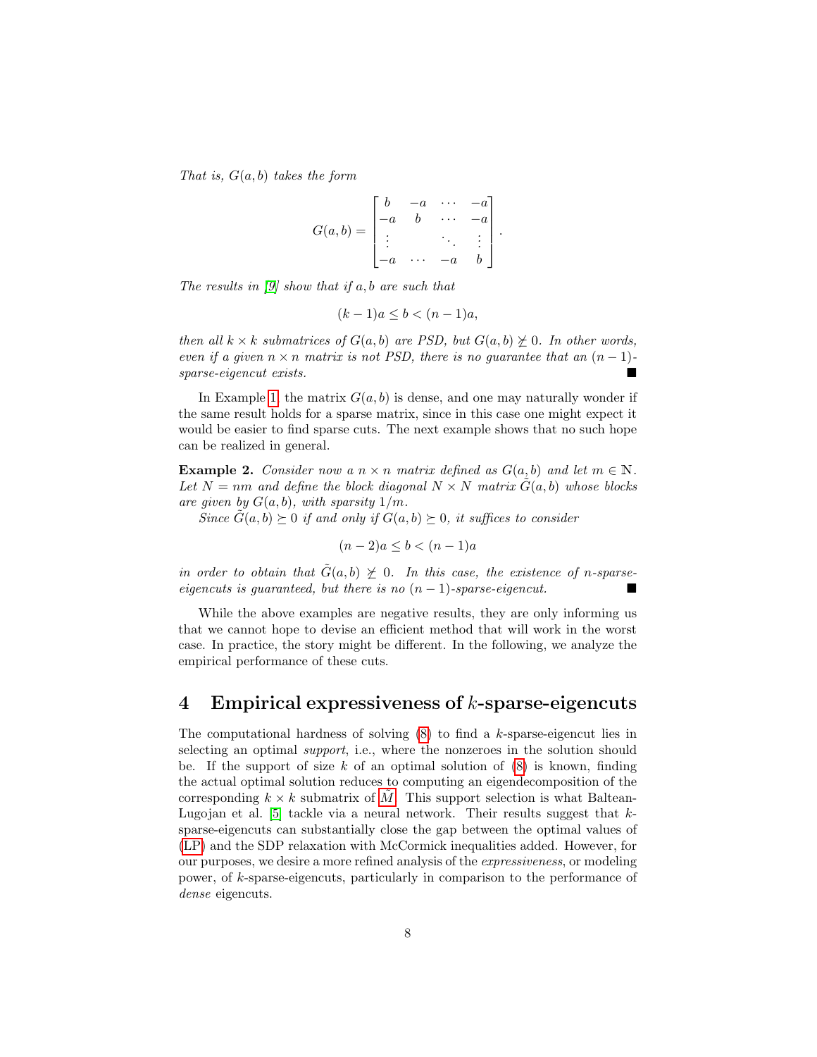*That is, $G(a,b)$ takes the form*

$$G(a,b) = \begin{bmatrix} b & -a & \cdots & -a \\ -a & b & \cdots & -a \\ \vdots & & \ddots & \vdots \\ -a & \cdots & -a & b \end{bmatrix}.$$

*The results in [9] show that if $a, b$ are such that*

$$(k-1)a \leq b < (n-1)a,$$

*then all $k \times k$ submatrices of $G(a,b)$ are PSD, but $G(a,b) \not\succeq 0$. In other words, even if a given $n \times n$ matrix is not PSD, there is no guarantee that an $(n-1)$-sparse-eigencut exists.* ■

In Example 1, the matrix $G(a,b)$ is dense, and one may naturally wonder if the same result holds for a sparse matrix, since in this case one might expect it would be easier to find sparse cuts. The next example shows that no such hope can be realized in general.

**Example 2.** *Consider now a $n \times n$ matrix defined as $G(a,b)$ and let $m \in \mathbb{N}$. Let $N = nm$ and define the block diagonal $N \times N$ matrix $\tilde{G}(a,b)$ whose blocks are given by $G(a,b)$, with sparsity $1/m$.*

*Since $\tilde{G}(a,b) \succeq 0$ if and only if $G(a,b) \succeq 0$, it suffices to consider*

$$(n-2)a \leq b < (n-1)a$$

*in order to obtain that $\tilde{G}(a,b) \not\succeq 0$. In this case, the existence of $n$-sparse-eigencuts is guaranteed, but there is no $(n-1)$-sparse-eigencut.* ■

While the above examples are negative results, they are only informing us that we cannot hope to devise an efficient method that will work in the worst case. In practice, the story might be different. In the following, we analyze the empirical performance of these cuts.

## 4 Empirical expressiveness of $k$-sparse-eigencuts

The computational hardness of solving (8) to find a $k$-sparse-eigencut lies in selecting an optimal *support*, i.e., where the nonzeroes in the solution should be. If the support of size $k$ of an optimal solution of (8) is known, finding the actual optimal solution reduces to computing an eigendecomposition of the corresponding $k \times k$ submatrix of $\bar{M}$. This support selection is what Baltean-Lugojan et al. [5] tackle via a neural network. Their results suggest that $k$-sparse-eigencuts can substantially close the gap between the optimal values of (LP) and the SDP relaxation with McCormick inequalities added. However, for our purposes, we desire a more refined analysis of the *expressiveness*, or modeling power, of $k$-sparse-eigencuts, particularly in comparison to the performance of *dense* eigencuts.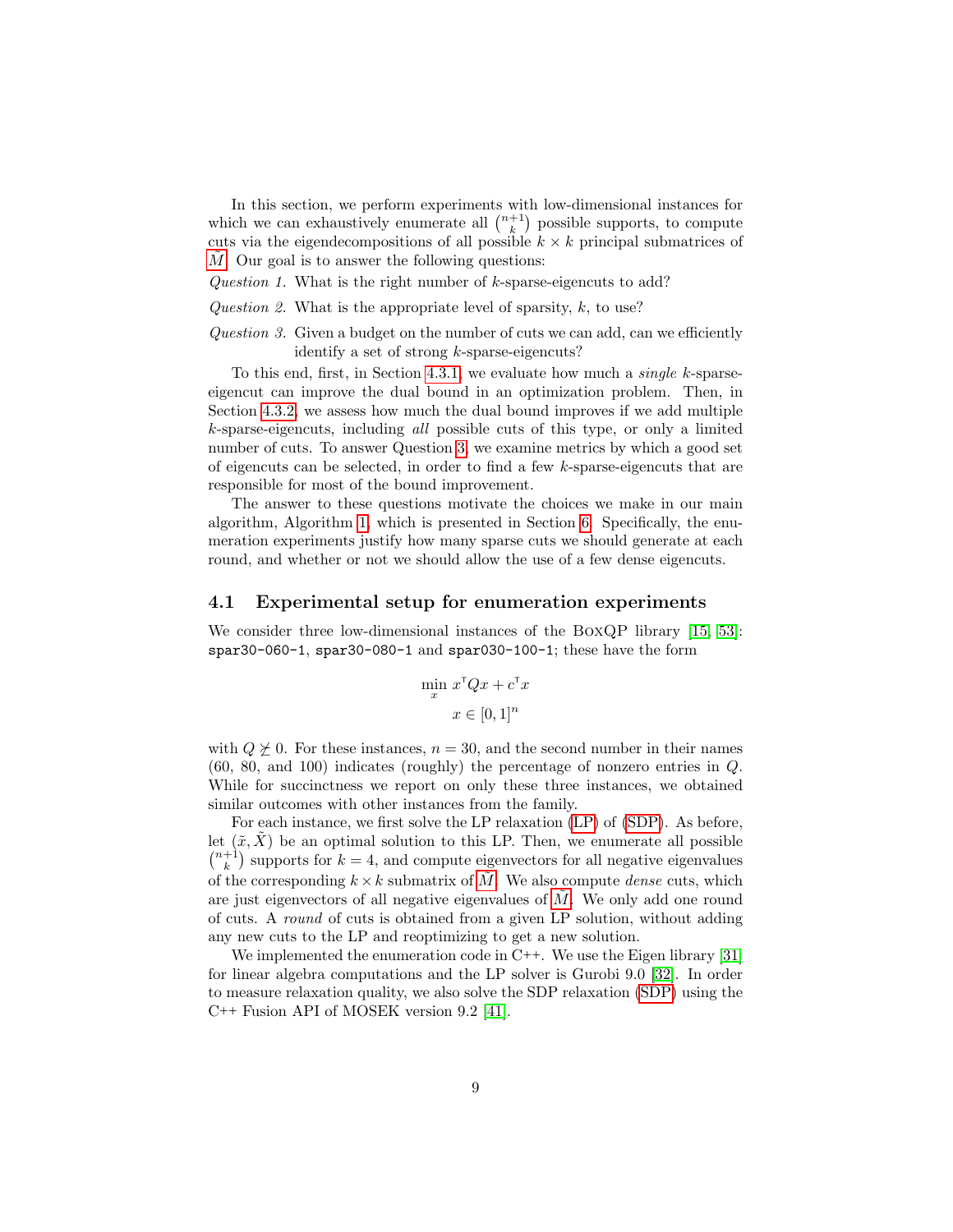In this section, we perform experiments with low-dimensional instances for which we can exhaustively enumerate all $\binom{n+1}{k}$ possible supports, to compute cuts via the eigendecompositions of all possible $k \times k$ principal submatrices of $\tilde{M}$. Our goal is to answer the following questions:

*Question 1.* What is the right number of $k$-sparse-eigencuts to add?

*Question 2.* What is the appropriate level of sparsity, $k$, to use?

*Question 3.* Given a budget on the number of cuts we can add, can we efficiently identify a set of strong $k$-sparse-eigencuts?

To this end, first, in Section 4.3.1, we evaluate how much a *single* $k$-sparse-eigencut can improve the dual bound in an optimization problem. Then, in Section 4.3.2, we assess how much the dual bound improves if we add multiple $k$-sparse-eigencuts, including *all* possible cuts of this type, or only a limited number of cuts. To answer Question 3, we examine metrics by which a good set of eigencuts can be selected, in order to find a few $k$-sparse-eigencuts that are responsible for most of the bound improvement.

The answer to these questions motivate the choices we make in our main algorithm, Algorithm 1, which is presented in Section 6. Specifically, the enumeration experiments justify how many sparse cuts we should generate at each round, and whether or not we should allow the use of a few dense eigencuts.

## 4.1 Experimental setup for enumeration experiments

We consider three low-dimensional instances of the BoxQP library [15, 53]: `spar30-060-1`, `spar30-080-1` and `spar030-100-1`; these have the form

$$\min_{x} \; x^{\intercal}Qx + c^{\intercal}x$$
$$x \in [0,1]^n$$

with $Q \not\succeq 0$. For these instances, $n = 30$, and the second number in their names (60, 80, and 100) indicates (roughly) the percentage of nonzero entries in $Q$. While for succinctness we report on only these three instances, we obtained similar outcomes with other instances from the family.

For each instance, we first solve the LP relaxation (LP) of (SDP). As before, let $(\tilde{x}, \tilde{X})$ be an optimal solution to this LP. Then, we enumerate all possible $\binom{n+1}{k}$ supports for $k = 4$, and compute eigenvectors for all negative eigenvalues of the corresponding $k \times k$ submatrix of $\tilde{M}$. We also compute *dense* cuts, which are just eigenvectors of all negative eigenvalues of $\tilde{M}$. We only add one round of cuts. A *round* of cuts is obtained from a given LP solution, without adding any new cuts to the LP and reoptimizing to get a new solution.

We implemented the enumeration code in C++. We use the Eigen library [31] for linear algebra computations and the LP solver is Gurobi 9.0 [32]. In order to measure relaxation quality, we also solve the SDP relaxation (SDP) using the C++ Fusion API of MOSEK version 9.2 [41].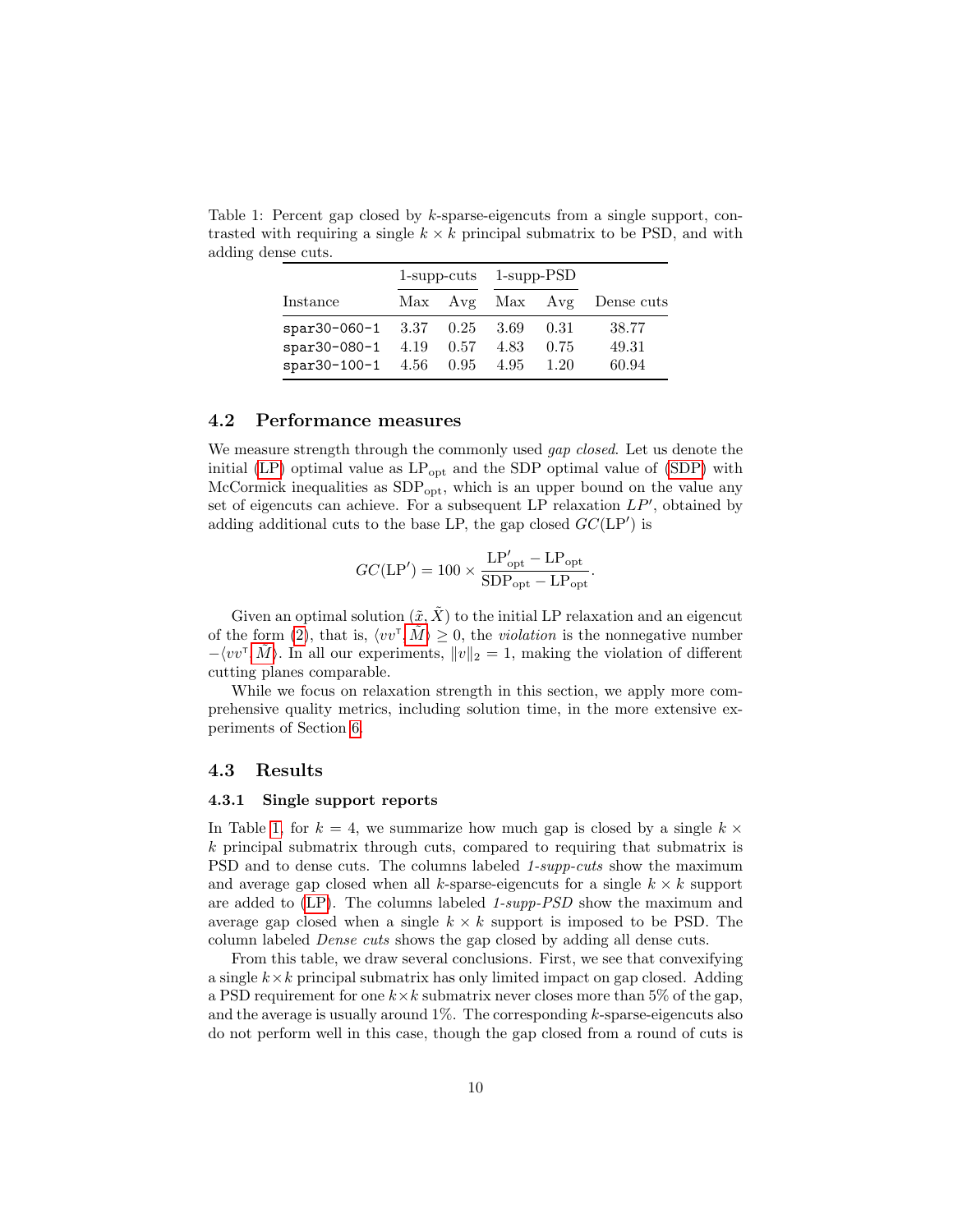Table 1: Percent gap closed by $k$-sparse-eigencuts from a single support, contrasted with requiring a single $k \times k$ principal submatrix to be PSD, and with adding dense cuts.

| Instance | 1-supp-cuts | | 1-supp-PSD | | Dense cuts |
|---|---|---|---|---|---|
| | Max | Avg | Max | Avg | |
| `spar30-060-1` | 3.37 | 0.25 | 3.69 | 0.31 | 38.77 |
| `spar30-080-1` | 4.19 | 0.57 | 4.83 | 0.75 | 49.31 |
| `spar30-100-1` | 4.56 | 0.95 | 4.95 | 1.20 | 60.94 |

### 4.2 Performance measures

We measure strength through the commonly used *gap closed*. Let us denote the initial (LP) optimal value as $\text{LP}_{\text{opt}}$ and the SDP optimal value of (SDP) with McCormick inequalities as $\text{SDP}_{\text{opt}}$, which is an upper bound on the value any set of eigencuts can achieve. For a subsequent LP relaxation $LP'$, obtained by adding additional cuts to the base LP, the gap closed $GC(\text{LP}')$ is

$$GC(\text{LP}') = 100 \times \frac{\text{LP}'_{\text{opt}} - \text{LP}_{\text{opt}}}{\text{SDP}_{\text{opt}} - \text{LP}_{\text{opt}}}.$$

Given an optimal solution $(\tilde{x}, \tilde{X})$ to the initial LP relaxation and an eigencut of the form (2), that is, $\langle vv^{\intercal}, \tilde{M} \rangle \geq 0$, the *violation* is the nonnegative number $-\langle vv^{\intercal}, \tilde{M} \rangle$. In all our experiments, $\|v\|_2 = 1$, making the violation of different cutting planes comparable.

While we focus on relaxation strength in this section, we apply more comprehensive quality metrics, including solution time, in the more extensive experiments of Section 6.

### 4.3 Results

#### 4.3.1 Single support reports

In Table 1, for $k = 4$, we summarize how much gap is closed by a single $k \times k$ principal submatrix through cuts, compared to requiring that submatrix is PSD and to dense cuts. The columns labeled *1-supp-cuts* show the maximum and average gap closed when all $k$-sparse-eigencuts for a single $k \times k$ support are added to (LP). The columns labeled *1-supp-PSD* show the maximum and average gap closed when a single $k \times k$ support is imposed to be PSD. The column labeled *Dense cuts* shows the gap closed by adding all dense cuts.

From this table, we draw several conclusions. First, we see that convexifying a single $k \times k$ principal submatrix has only limited impact on gap closed. Adding a PSD requirement for one $k \times k$ submatrix never closes more than 5% of the gap, and the average is usually around 1%. The corresponding $k$-sparse-eigencuts also do not perform well in this case, though the gap closed from a round of cuts is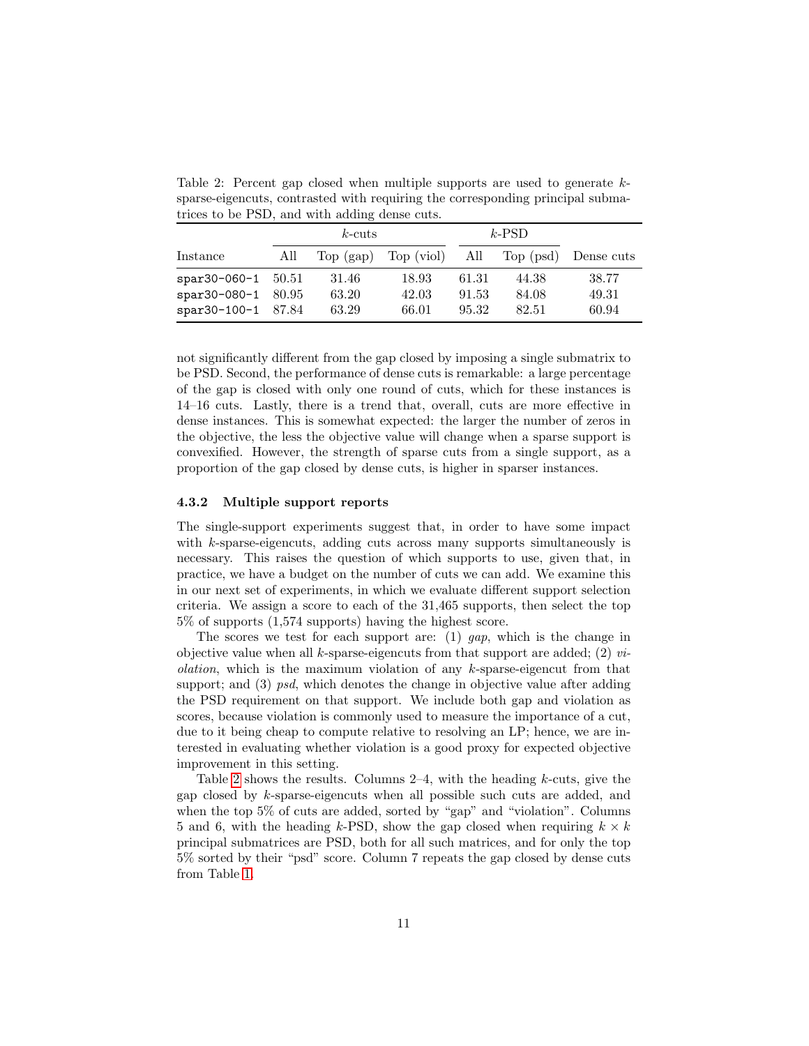Table 2: Percent gap closed when multiple supports are used to generate $k$-sparse-eigencuts, contrasted with requiring the corresponding principal submatrices to be PSD, and with adding dense cuts.

| | $k$-cuts | | | $k$-PSD | | |
|---|---|---|---|---|---|---|
| Instance | All | Top (gap) | Top (viol) | All | Top (psd) | Dense cuts |
| `spar30-060-1` | 50.51 | 31.46 | 18.93 | 61.31 | 44.38 | 38.77 |
| `spar30-080-1` | 80.95 | 63.20 | 42.03 | 91.53 | 84.08 | 49.31 |
| `spar30-100-1` | 87.84 | 63.29 | 66.01 | 95.32 | 82.51 | 60.94 |

not significantly different from the gap closed by imposing a single submatrix to be PSD. Second, the performance of dense cuts is remarkable: a large percentage of the gap is closed with only one round of cuts, which for these instances is 14–16 cuts. Lastly, there is a trend that, overall, cuts are more effective in dense instances. This is somewhat expected: the larger the number of zeros in the objective, the less the objective value will change when a sparse support is convexified. However, the strength of sparse cuts from a single support, as a proportion of the gap closed by dense cuts, is higher in sparser instances.

#### 4.3.2 Multiple support reports

The single-support experiments suggest that, in order to have some impact with $k$-sparse-eigencuts, adding cuts across many supports simultaneously is necessary. This raises the question of which supports to use, given that, in practice, we have a budget on the number of cuts we can add. We examine this in our next set of experiments, in which we evaluate different support selection criteria. We assign a score to each of the 31,465 supports, then select the top 5% of supports (1,574 supports) having the highest score.

The scores we test for each support are: (1) *gap*, which is the change in objective value when all $k$-sparse-eigencuts from that support are added; (2) *violation*, which is the maximum violation of any $k$-sparse-eigencut from that support; and (3) *psd*, which denotes the change in objective value after adding the PSD requirement on that support. We include both gap and violation as scores, because violation is commonly used to measure the importance of a cut, due to it being cheap to compute relative to resolving an LP; hence, we are interested in evaluating whether violation is a good proxy for expected objective improvement in this setting.

Table 2 shows the results. Columns 2–4, with the heading $k$-cuts, give the gap closed by $k$-sparse-eigencuts when all possible such cuts are added, and when the top 5% of cuts are added, sorted by "gap" and "violation". Columns 5 and 6, with the heading $k$-PSD, show the gap closed when requiring $k \times k$ principal submatrices are PSD, both for all such matrices, and for only the top 5% sorted by their "psd" score. Column 7 repeats the gap closed by dense cuts from Table 1.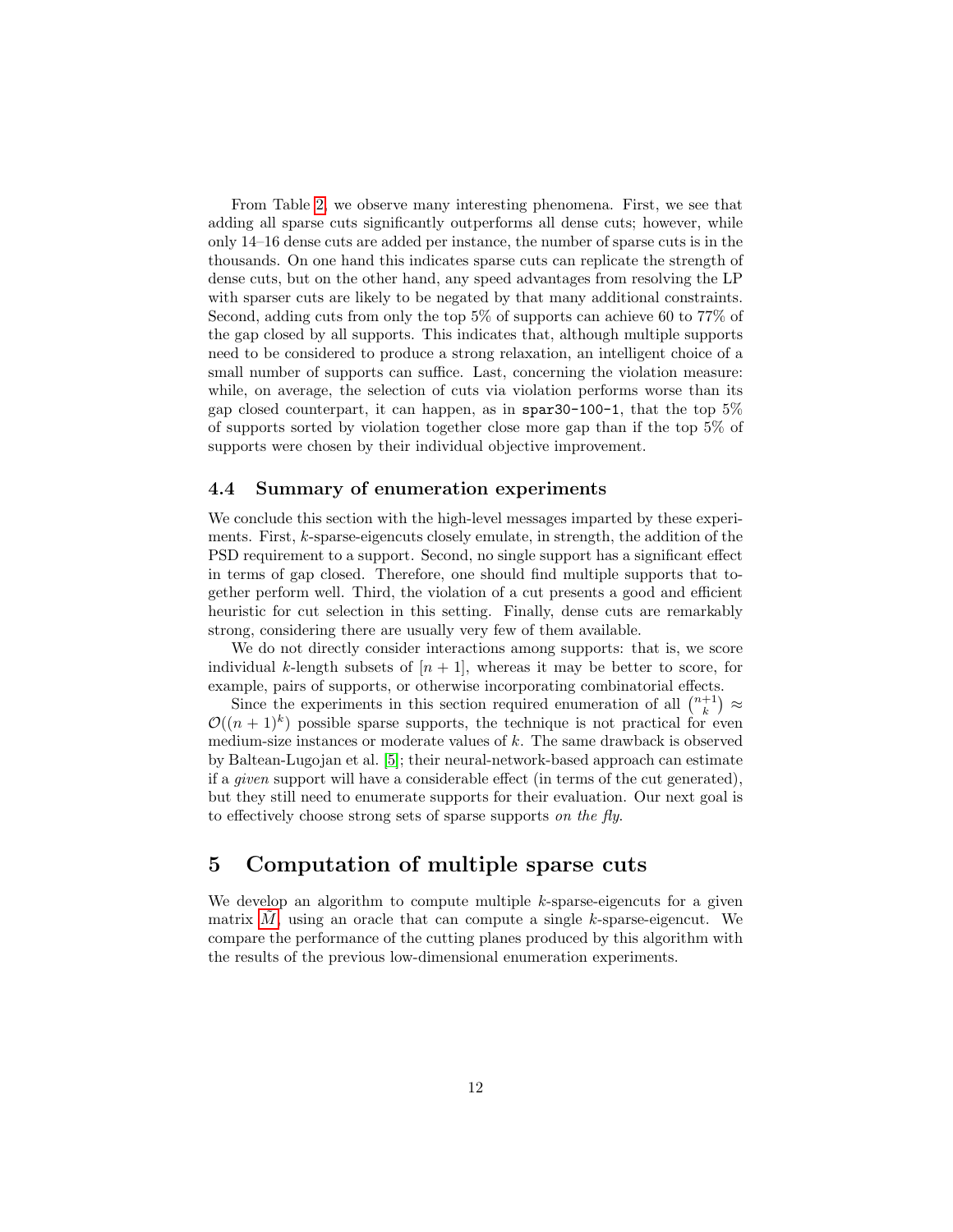From Table 2, we observe many interesting phenomena. First, we see that adding all sparse cuts significantly outperforms all dense cuts; however, while only 14–16 dense cuts are added per instance, the number of sparse cuts is in the thousands. On one hand this indicates sparse cuts can replicate the strength of dense cuts, but on the other hand, any speed advantages from resolving the LP with sparser cuts are likely to be negated by that many additional constraints. Second, adding cuts from only the top 5% of supports can achieve 60 to 77% of the gap closed by all supports. This indicates that, although multiple supports need to be considered to produce a strong relaxation, an intelligent choice of a small number of supports can suffice. Last, concerning the violation measure: while, on average, the selection of cuts via violation performs worse than its gap closed counterpart, it can happen, as in `spar30-100-1`, that the top 5% of supports sorted by violation together close more gap than if the top 5% of supports were chosen by their individual objective improvement.

### 4.4 Summary of enumeration experiments

We conclude this section with the high-level messages imparted by these experiments. First, $k$-sparse-eigencuts closely emulate, in strength, the addition of the PSD requirement to a support. Second, no single support has a significant effect in terms of gap closed. Therefore, one should find multiple supports that together perform well. Third, the violation of a cut presents a good and efficient heuristic for cut selection in this setting. Finally, dense cuts are remarkably strong, considering there are usually very few of them available.

We do not directly consider interactions among supports: that is, we score individual $k$-length subsets of $[n+1]$, whereas it may be better to score, for example, pairs of supports, or otherwise incorporating combinatorial effects.

Since the experiments in this section required enumeration of all $\binom{n+1}{k} \approx \mathcal{O}((n+1)^k)$ possible sparse supports, the technique is not practical for even medium-size instances or moderate values of $k$. The same drawback is observed by Baltean-Lugojan et al. [5]; their neural-network-based approach can estimate if a *given* support will have a considerable effect (in terms of the cut generated), but they still need to enumerate supports for their evaluation. Our next goal is to effectively choose strong sets of sparse supports *on the fly*.

## 5 Computation of multiple sparse cuts

We develop an algorithm to compute multiple $k$-sparse-eigencuts for a given matrix $\bar{M}$, using an oracle that can compute a single $k$-sparse-eigencut. We compare the performance of the cutting planes produced by this algorithm with the results of the previous low-dimensional enumeration experiments.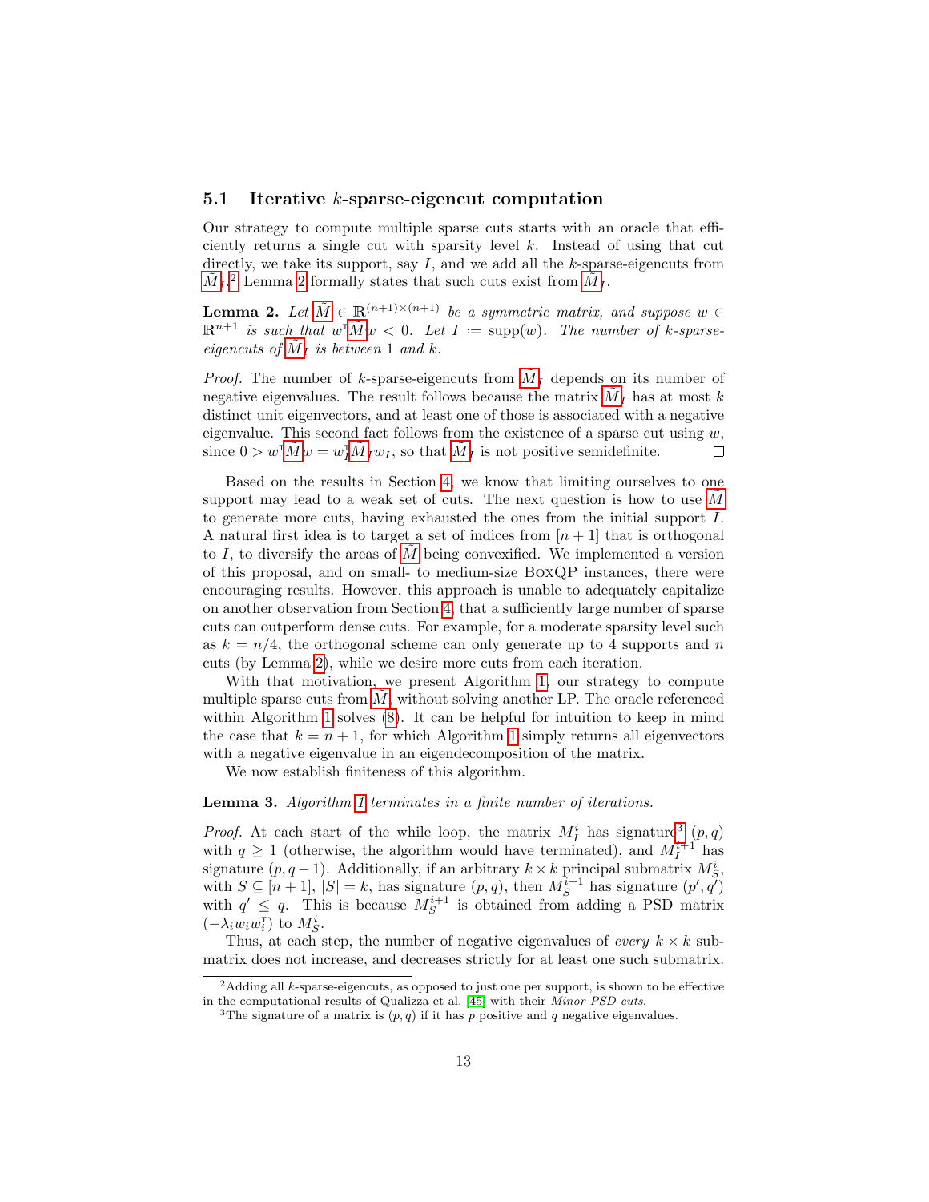### 5.1 Iterative $k$-sparse-eigencut computation

Our strategy to compute multiple sparse cuts starts with an oracle that efficiently returns a single cut with sparsity level $k$. Instead of using that cut directly, we take its support, say $I$, and we add all the $k$-sparse-eigencuts from $\tilde{M}_I$.[2] Lemma 2 formally states that such cuts exist from $\tilde{M}_I$.

**Lemma 2.** *Let $\tilde{M} \in \mathbb{R}^{(n+1)\times(n+1)}$ be a symmetric matrix, and suppose $w \in \mathbb{R}^{n+1}$ is such that $w^\intercal \tilde{M} w < 0$. Let $I := \operatorname{supp}(w)$. The number of $k$-sparse-eigencuts of $\tilde{M}_I$ is between 1 and $k$.*

*Proof.* The number of $k$-sparse-eigencuts from $\tilde{M}_I$ depends on its number of negative eigenvalues. The result follows because the matrix $\tilde{M}_I$ has at most $k$ distinct unit eigenvectors, and at least one of those is associated with a negative eigenvalue. This second fact follows from the existence of a sparse cut using $w$, since $0 > w^\intercal \tilde{M} w = w_I^\intercal \tilde{M}_I w_I$, so that $\tilde{M}_I$ is not positive semidefinite. □

Based on the results in Section 4, we know that limiting ourselves to one support may lead to a weak set of cuts. The next question is how to use $\tilde{M}$ to generate more cuts, having exhausted the ones from the initial support $I$. A natural first idea is to target a set of indices from $[n+1]$ that is orthogonal to $I$, to diversify the areas of $\tilde{M}$ being convexified. We implemented a version of this proposal, and on small- to medium-size BoxQP instances, there were encouraging results. However, this approach is unable to adequately capitalize on another observation from Section 4, that a sufficiently large number of sparse cuts can outperform dense cuts. For example, for a moderate sparsity level such as $k = n/4$, the orthogonal scheme can only generate up to 4 supports and $n$ cuts (by Lemma 2), while we desire more cuts from each iteration.

With that motivation, we present Algorithm 1, our strategy to compute multiple sparse cuts from $\tilde{M}$, without solving another LP. The oracle referenced within Algorithm 1 solves (8). It can be helpful for intuition to keep in mind the case that $k = n+1$, for which Algorithm 1 simply returns all eigenvectors with a negative eigenvalue in an eigendecomposition of the matrix.

We now establish finiteness of this algorithm.

**Lemma 3.** *Algorithm 1 terminates in a finite number of iterations.*

*Proof.* At each start of the while loop, the matrix $M_I^i$ has signature[3] $(p, q)$ with $q \geq 1$ (otherwise, the algorithm would have terminated), and $M_I^{i+1}$ has signature $(p, q-1)$. Additionally, if an arbitrary $k \times k$ principal submatrix $M_S^i$, with $S \subseteq [n+1]$, $|S| = k$, has signature $(p, q)$, then $M_S^{i+1}$ has signature $(p', q')$ with $q' \leq q$. This is because $M_S^{i+1}$ is obtained from adding a PSD matrix $(-\lambda_i w_i w_i^\intercal)$ to $M_S^i$.

Thus, at each step, the number of negative eigenvalues of *every* $k \times k$ submatrix does not increase, and decreases strictly for at least one such submatrix.

---

[2] Adding all $k$-sparse-eigencuts, as opposed to just one per support, is shown to be effective in the computational results of Qualizza et al. [45] with their *Minor PSD cuts*.

[3] The signature of a matrix is $(p, q)$ if it has $p$ positive and $q$ negative eigenvalues.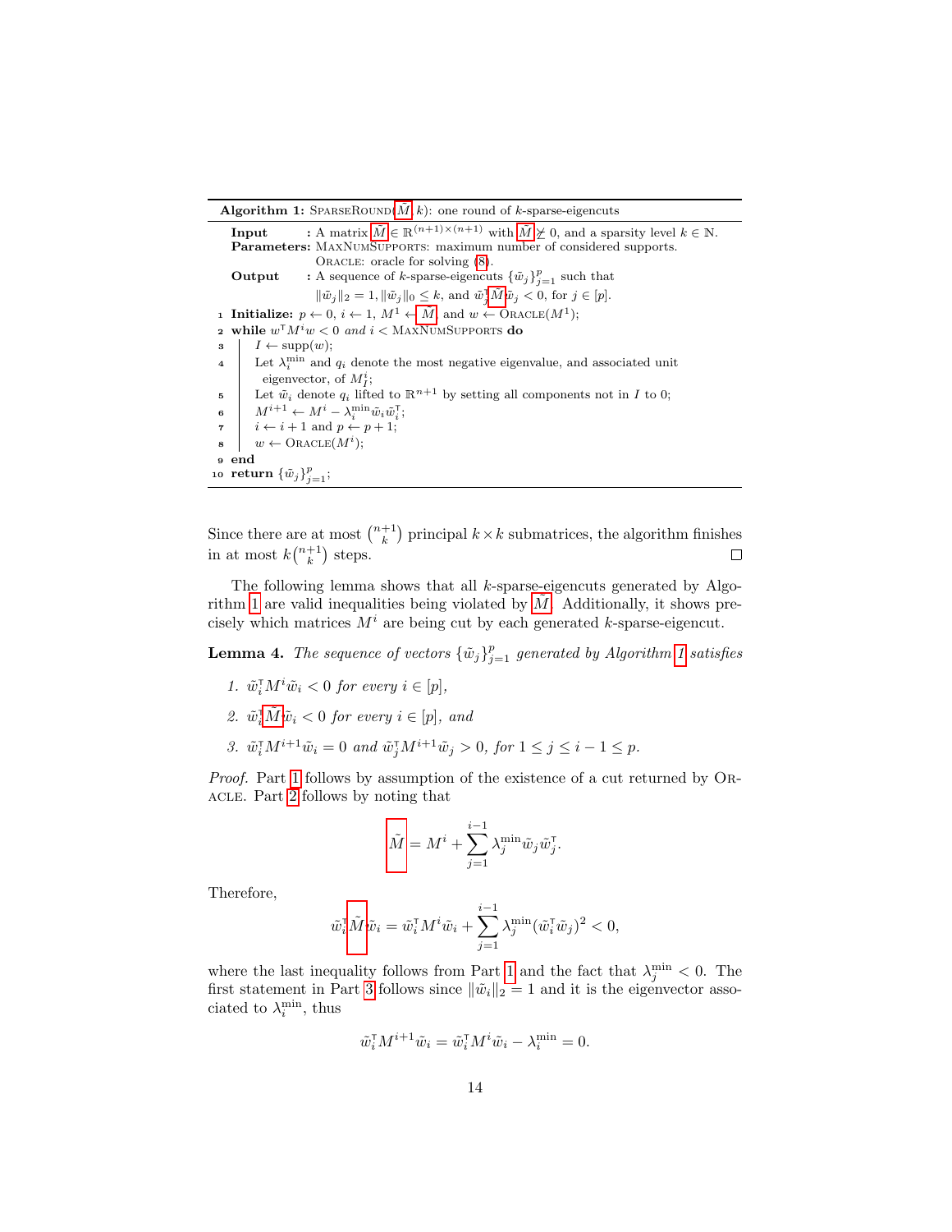**Algorithm 1:** SparseRound($\tilde{M}$, $k$): one round of $k$-sparse-eigencuts

```
Input      : A matrix M̃ ∈ ℝ^{(n+1)×(n+1)} with M̃ ⋡ 0, and a sparsity level k ∈ ℕ.
Parameters: MaxNumSupports: maximum number of considered supports.
            Oracle: oracle for solving (8).
Output     : A sequence of k-sparse-eigencuts {w̃_j}_{j=1}^p such that
             ‖w̃_j‖_2 = 1, ‖w̃_j‖_0 ≤ k, and w̃_j^T M̃ w̃_j < 0, for j ∈ [p].
1  Initialize: p ← 0, i ← 1, M^1 ← M̃ and w ← Oracle(M^1);
2  while w^T M^i w < 0 and i < MaxNumSupports do
3      I ← supp(w);
4      Let λ_i^min and q_i denote the most negative eigenvalue, and associated unit
         eigenvector, of M_I^i;
5      Let w̃_i denote q_i lifted to ℝ^{n+1} by setting all components not in I to 0;
6      M^{i+1} ← M^i − λ_i^min w̃_i w̃_i^T;
7      i ← i + 1 and p ← p + 1;
8      w ← Oracle(M^i);
9  end
10 return {w̃_j}_{j=1}^p;
```

Since there are at most $\binom{n+1}{k}$ principal $k \times k$ submatrices, the algorithm finishes in at most $k\binom{n+1}{k}$ steps. □

The following lemma shows that all $k$-sparse-eigencuts generated by Algorithm 1 are valid inequalities being violated by $\tilde{M}$. Additionally, it shows precisely which matrices $M^i$ are being cut by each generated $k$-sparse-eigencut.

**Lemma 4.** *The sequence of vectors $\{\tilde{w}_j\}_{j=1}^p$ generated by Algorithm 1 satisfies*

1. *$\tilde{w}_i^\intercal M^i \tilde{w}_i < 0$ for every $i \in [p]$,*
2. *$\tilde{w}_i^\intercal \tilde{M} \tilde{w}_i < 0$ for every $i \in [p]$, and*
3. *$\tilde{w}_i^\intercal M^{i+1} \tilde{w}_i = 0$ and $\tilde{w}_j^\intercal M^{i+1} \tilde{w}_j > 0$, for $1 \leq j \leq i-1 \leq p$.*

*Proof.* Part 1 follows by assumption of the existence of a cut returned by Oracle. Part 2 follows by noting that

$$\tilde{M} = M^i + \sum_{j=1}^{i-1} \lambda_j^{\min} \tilde{w}_j \tilde{w}_j^\intercal.$$

Therefore,

$$\tilde{w}_i^\intercal \tilde{M} \tilde{w}_i = \tilde{w}_i^\intercal M^i \tilde{w}_i + \sum_{j=1}^{i-1} \lambda_j^{\min} (\tilde{w}_i^\intercal \tilde{w}_j)^2 < 0,$$

where the last inequality follows from Part 1 and the fact that $\lambda_j^{\min} < 0$. The first statement in Part 3 follows since $\|\tilde{w}_i\|_2 = 1$ and it is the eigenvector associated to $\lambda_i^{\min}$, thus

$$\tilde{w}_i^\intercal M^{i+1} \tilde{w}_i = \tilde{w}_i^\intercal M^i \tilde{w}_i - \lambda_i^{\min} = 0.$$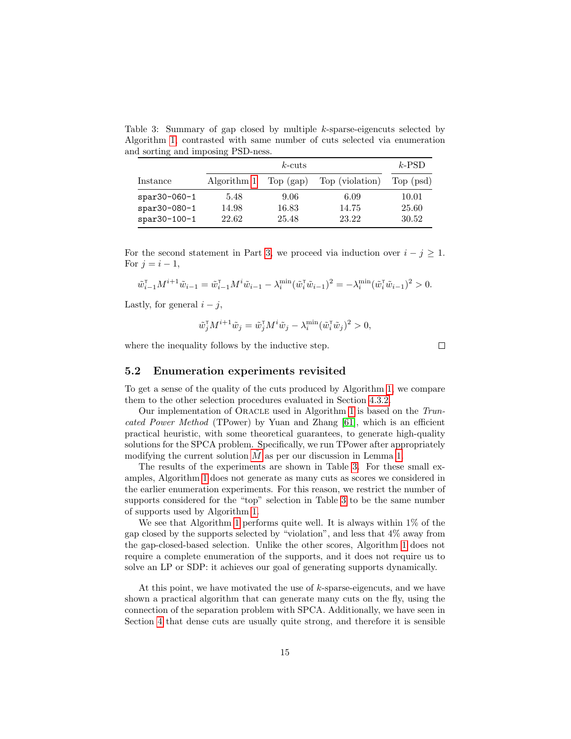Table 3: Summary of gap closed by multiple $k$-sparse-eigencuts selected by Algorithm 1, contrasted with same number of cuts selected via enumeration and sorting and imposing PSD-ness.

| | $k$-cuts | | | $k$-PSD |
|---|---|---|---|---|
| Instance | Algorithm 1 | Top (gap) | Top (violation) | Top (psd) |
| spar30-060-1 | 5.48 | 9.06 | 6.09 | 10.01 |
| spar30-080-1 | 14.98 | 16.83 | 14.75 | 25.60 |
| spar30-100-1 | 22.62 | 25.48 | 23.22 | 30.52 |

For the second statement in Part 3, we proceed via induction over $i - j \geq 1$. For $j = i - 1$,

$$\tilde{w}_{i-1}^{\intercal} M^{i+1} \tilde{w}_{i-1} = \tilde{w}_{i-1}^{\intercal} M^{i} \tilde{w}_{i-1} - \lambda_i^{\min} (\tilde{w}_i^{\intercal} \tilde{w}_{i-1})^2 = -\lambda_i^{\min} (\tilde{w}_i^{\intercal} \tilde{w}_{i-1})^2 > 0.$$

Lastly, for general $i - j$,

$$\tilde{w}_j^{\intercal} M^{i+1} \tilde{w}_j = \tilde{w}_j^{\intercal} M^{i} \tilde{w}_j - \lambda_i^{\min} (\tilde{w}_i^{\intercal} \tilde{w}_j)^2 > 0,$$

where the inequality follows by the inductive step. □

## 5.2 Enumeration experiments revisited

To get a sense of the quality of the cuts produced by Algorithm 1, we compare them to the other selection procedures evaluated in Section 4.3.2.

Our implementation of Oracle used in Algorithm 1 is based on the *Truncated Power Method* (TPower) by Yuan and Zhang [61], which is an efficient practical heuristic, with some theoretical guarantees, to generate high-quality solutions for the SPCA problem. Specifically, we run TPower after appropriately modifying the current solution $\tilde{M}$ as per our discussion in Lemma 1.

The results of the experiments are shown in Table 3. For these small examples, Algorithm 1 does not generate as many cuts as scores we considered in the earlier enumeration experiments. For this reason, we restrict the number of supports considered for the "top" selection in Table 3 to be the same number of supports used by Algorithm 1.

We see that Algorithm 1 performs quite well. It is always within 1% of the gap closed by the supports selected by "violation", and less that 4% away from the gap-closed-based selection. Unlike the other scores, Algorithm 1 does not require a complete enumeration of the supports, and it does not require us to solve an LP or SDP: it achieves our goal of generating supports dynamically.

At this point, we have motivated the use of $k$-sparse-eigencuts, and we have shown a practical algorithm that can generate many cuts on the fly, using the connection of the separation problem with SPCA. Additionally, we have seen in Section 4 that dense cuts are usually quite strong, and therefore it is sensible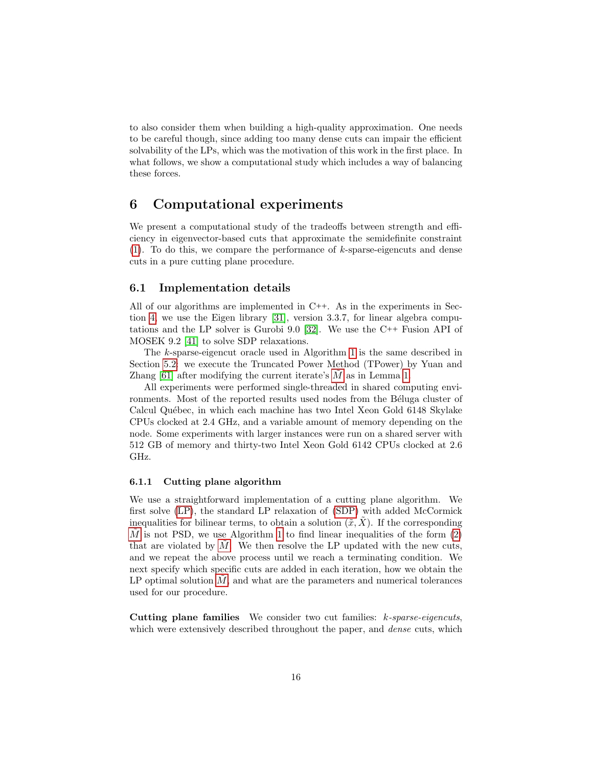to also consider them when building a high-quality approximation. One needs to be careful though, since adding too many dense cuts can impair the efficient solvability of the LPs, which was the motivation of this work in the first place. In what follows, we show a computational study which includes a way of balancing these forces.

# 6 Computational experiments

We present a computational study of the tradeoffs between strength and efficiency in eigenvector-based cuts that approximate the semidefinite constraint (1). To do this, we compare the performance of $k$-sparse-eigencuts and dense cuts in a pure cutting plane procedure.

## 6.1 Implementation details

All of our algorithms are implemented in C++. As in the experiments in Section 4, we use the Eigen library [31], version 3.3.7, for linear algebra computations and the LP solver is Gurobi 9.0 [32]. We use the C++ Fusion API of MOSEK 9.2 [41] to solve SDP relaxations.

The $k$-sparse-eigencut oracle used in Algorithm 1 is the same described in Section 5.2: we execute the Truncated Power Method (TPower) by Yuan and Zhang [61] after modifying the current iterate's $\tilde{M}$ as in Lemma 1.

All experiments were performed single-threaded in shared computing environments. Most of the reported results used nodes from the Béluga cluster of Calcul Québec, in which each machine has two Intel Xeon Gold 6148 Skylake CPUs clocked at 2.4 GHz, and a variable amount of memory depending on the node. Some experiments with larger instances were run on a shared server with 512 GB of memory and thirty-two Intel Xeon Gold 6142 CPUs clocked at 2.6 GHz.

### 6.1.1 Cutting plane algorithm

We use a straightforward implementation of a cutting plane algorithm. We first solve (LP), the standard LP relaxation of (SDP) with added McCormick inequalities for bilinear terms, to obtain a solution $(\tilde{x}, \tilde{X})$. If the corresponding $\tilde{M}$ is not PSD, we use Algorithm 1 to find linear inequalities of the form (2) that are violated by $\tilde{M}$. We then resolve the LP updated with the new cuts, and we repeat the above process until we reach a terminating condition. We next specify which specific cuts are added in each iteration, how we obtain the LP optimal solution $\tilde{M}$, and what are the parameters and numerical tolerances used for our procedure.

**Cutting plane families** We consider two cut families: *k-sparse-eigencuts*, which were extensively described throughout the paper, and *dense* cuts, which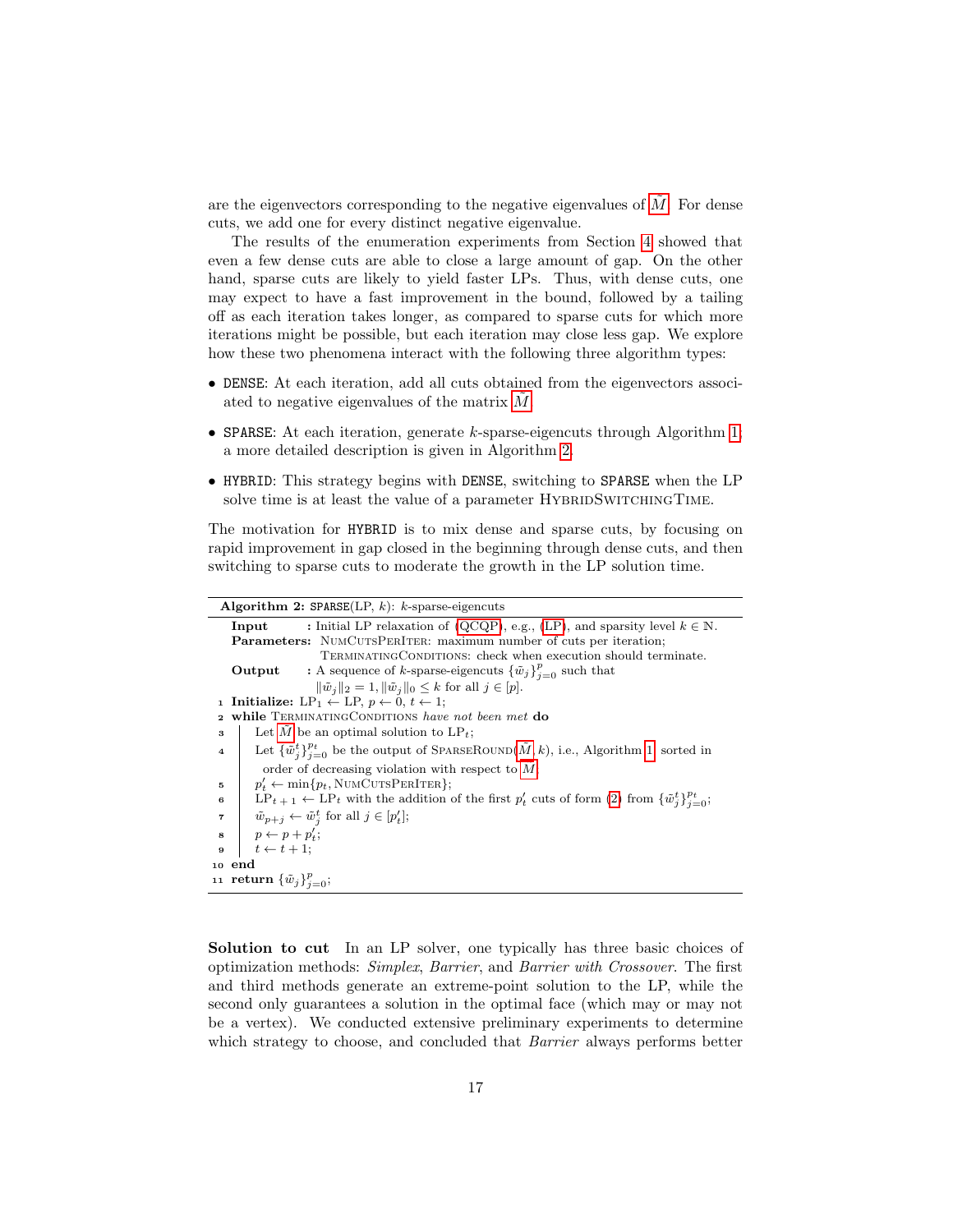are the eigenvectors corresponding to the negative eigenvalues of $\tilde{M}$. For dense cuts, we add one for every distinct negative eigenvalue.

The results of the enumeration experiments from Section 4 showed that even a few dense cuts are able to close a large amount of gap. On the other hand, sparse cuts are likely to yield faster LPs. Thus, with dense cuts, one may expect to have a fast improvement in the bound, followed by a tailing off as each iteration takes longer, as compared to sparse cuts for which more iterations might be possible, but each iteration may close less gap. We explore how these two phenomena interact with the following three algorithm types:

- `DENSE`: At each iteration, add all cuts obtained from the eigenvectors associated to negative eigenvalues of the matrix $\tilde{M}$.
- `SPARSE`: At each iteration, generate $k$-sparse-eigencuts through Algorithm 1; a more detailed description is given in Algorithm 2.
- `HYBRID`: This strategy begins with `DENSE`, switching to `SPARSE` when the LP solve time is at least the value of a parameter HybridSwitchingTime.

The motivation for `HYBRID` is to mix dense and sparse cuts, by focusing on rapid improvement in gap closed in the beginning through dense cuts, and then switching to sparse cuts to moderate the growth in the LP solution time.

---

**Algorithm 2:** `SPARSE`(LP, $k$): $k$-sparse-eigencuts

**Input** : Initial LP relaxation of (QCQP), e.g., (LP), and sparsity level $k \in \mathbb{N}$.
**Parameters:** NumCutsPerIter: maximum number of cuts per iteration;
TerminatingConditions: check when execution should terminate.
**Output** : A sequence of $k$-sparse-eigencuts $\{\tilde{w}_j\}_{j=0}^{p}$ such that $\|\tilde{w}_j\|_2 = 1, \|\tilde{w}_j\|_0 \leq k$ for all $j \in [p]$.

1. **Initialize:** $\text{LP}_1 \leftarrow \text{LP}$, $p \leftarrow 0$, $t \leftarrow 1$;
2. **while** TerminatingConditions *have not been met* **do**
3. Let $\tilde{M}$ be an optimal solution to $\text{LP}_t$;
4. Let $\{\tilde{w}_j^t\}_{j=0}^{p_t}$ be the output of SparseRound($\tilde{M}$, $k$), i.e., Algorithm 1, sorted in order of decreasing violation with respect to $\tilde{M}$;
5. $p'_t \leftarrow \min\{p_t, \text{NumCutsPerIter}\}$;
6. $\text{LP}_{t+1} \leftarrow \text{LP}_t$ with the addition of the first $p'_t$ cuts of form (2) from $\{\tilde{w}_j^t\}_{j=0}^{p_t}$;
7. $\tilde{w}_{p+j} \leftarrow \tilde{w}_j^t$ for all $j \in [p'_t]$;
8. $p \leftarrow p + p'_t$;
9. $t \leftarrow t + 1$;
10. **end**
11. **return** $\{\tilde{w}_j\}_{j=0}^{p}$;

---

**Solution to cut** In an LP solver, one typically has three basic choices of optimization methods: *Simplex*, *Barrier*, and *Barrier with Crossover*. The first and third methods generate an extreme-point solution to the LP, while the second only guarantees a solution in the optimal face (which may or may not be a vertex). We conducted extensive preliminary experiments to determine which strategy to choose, and concluded that *Barrier* always performs better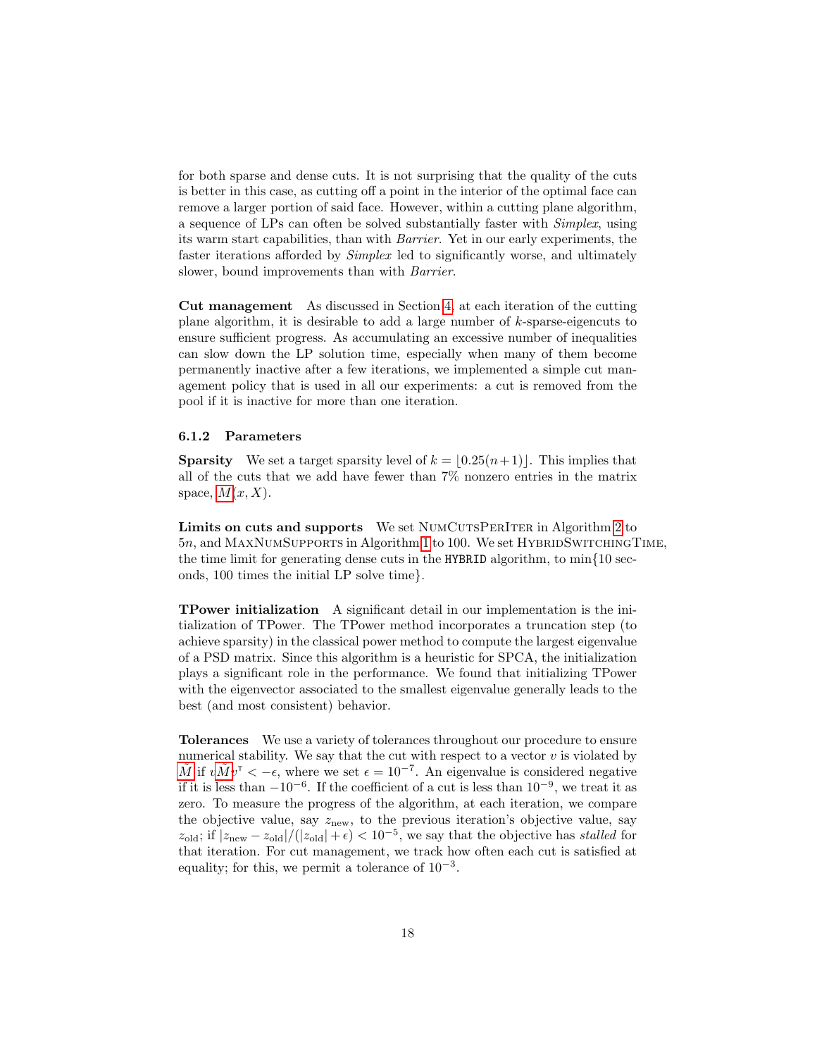for both sparse and dense cuts. It is not surprising that the quality of the cuts is better in this case, as cutting off a point in the interior of the optimal face can remove a larger portion of said face. However, within a cutting plane algorithm, a sequence of LPs can often be solved substantially faster with *Simplex*, using its warm start capabilities, than with *Barrier*. Yet in our early experiments, the faster iterations afforded by *Simplex* led to significantly worse, and ultimately slower, bound improvements than with *Barrier*.

**Cut management** As discussed in Section 4, at each iteration of the cutting plane algorithm, it is desirable to add a large number of $k$-sparse-eigencuts to ensure sufficient progress. As accumulating an excessive number of inequalities can slow down the LP solution time, especially when many of them become permanently inactive after a few iterations, we implemented a simple cut management policy that is used in all our experiments: a cut is removed from the pool if it is inactive for more than one iteration.

#### 6.1.2 Parameters

**Sparsity** We set a target sparsity level of $k = \lfloor 0.25(n+1) \rfloor$. This implies that all of the cuts that we add have fewer than 7% nonzero entries in the matrix space, $M(x, X)$.

**Limits on cuts and supports** We set NumCutsPerIter in Algorithm 2 to $5n$, and MaxNumSupports in Algorithm 1 to 100. We set HybridSwitchingTime, the time limit for generating dense cuts in the `HYBRID` algorithm, to min{10 seconds, 100 times the initial LP solve time}.

**TPower initialization** A significant detail in our implementation is the initialization of TPower. The TPower method incorporates a truncation step (to achieve sparsity) in the classical power method to compute the largest eigenvalue of a PSD matrix. Since this algorithm is a heuristic for SPCA, the initialization plays a significant role in the performance. We found that initializing TPower with the eigenvector associated to the smallest eigenvalue generally leads to the best (and most consistent) behavior.

**Tolerances** We use a variety of tolerances throughout our procedure to ensure numerical stability. We say that the cut with respect to a vector $v$ is violated by $\tilde{M}$ if $v\tilde{M}v^{\intercal} < -\epsilon$, where we set $\epsilon = 10^{-7}$. An eigenvalue is considered negative if it is less than $-10^{-6}$. If the coefficient of a cut is less than $10^{-9}$, we treat it as zero. To measure the progress of the algorithm, at each iteration, we compare the objective value, say $z_{\text{new}}$, to the previous iteration's objective value, say $z_{\text{old}}$; if $|z_{\text{new}} - z_{\text{old}}|/(|z_{\text{old}}| + \epsilon) < 10^{-5}$, we say that the objective has *stalled* for that iteration. For cut management, we track how often each cut is satisfied at equality; for this, we permit a tolerance of $10^{-3}$.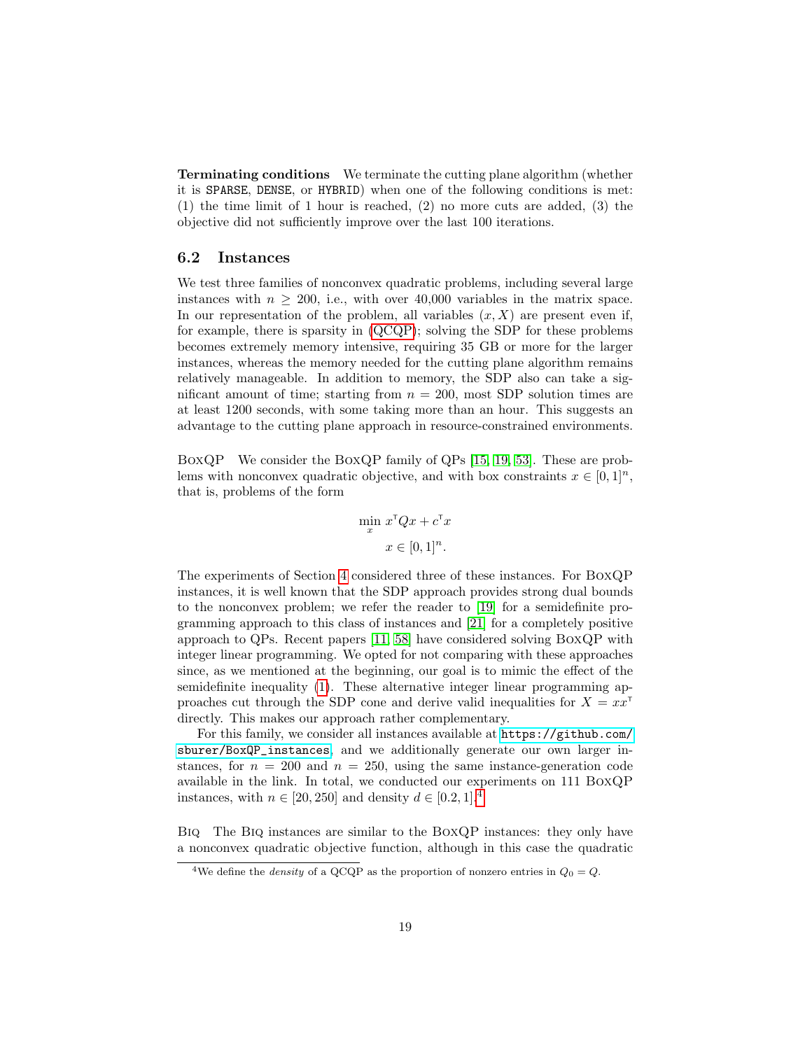**Terminating conditions** We terminate the cutting plane algorithm (whether it is SPARSE, DENSE, or HYBRID) when one of the following conditions is met: (1) the time limit of 1 hour is reached, (2) no more cuts are added, (3) the objective did not sufficiently improve over the last 100 iterations.

### 6.2 Instances

We test three families of nonconvex quadratic problems, including several large instances with $n \geq 200$, i.e., with over 40,000 variables in the matrix space. In our representation of the problem, all variables $(x, X)$ are present even if, for example, there is sparsity in (QCQP); solving the SDP for these problems becomes extremely memory intensive, requiring 35 GB or more for the larger instances, whereas the memory needed for the cutting plane algorithm remains relatively manageable. In addition to memory, the SDP also can take a significant amount of time; starting from $n = 200$, most SDP solution times are at least 1200 seconds, with some taking more than an hour. This suggests an advantage to the cutting plane approach in resource-constrained environments.

BoxQP We consider the BoxQP family of QPs [15, 19, 53]. These are problems with nonconvex quadratic objective, and with box constraints $x \in [0,1]^n$, that is, problems of the form

$$\begin{aligned} \min_x \; & x^\intercal Q x + c^\intercal x \\ & x \in [0,1]^n. \end{aligned}$$

The experiments of Section 4 considered three of these instances. For BoxQP instances, it is well known that the SDP approach provides strong dual bounds to the nonconvex problem; we refer the reader to [19] for a semidefinite programming approach to this class of instances and [21] for a completely positive approach to QPs. Recent papers [11, 58] have considered solving BoxQP with integer linear programming. We opted for not comparing with these approaches since, as we mentioned at the beginning, our goal is to mimic the effect of the semidefinite inequality (1). These alternative integer linear programming approaches cut through the SDP cone and derive valid inequalities for $X = xx^\intercal$ directly. This makes our approach rather complementary.

For this family, we consider all instances available at https://github.com/sburer/BoxQP_instances, and we additionally generate our own larger instances, for $n = 200$ and $n = 250$, using the same instance-generation code available in the link. In total, we conducted our experiments on 111 BoxQP instances, with $n \in [20, 250]$ and density $d \in [0.2, 1]$.[4]

Biq The Biq instances are similar to the BoxQP instances: they only have a nonconvex quadratic objective function, although in this case the quadratic

[4] We define the *density* of a QCQP as the proportion of nonzero entries in $Q_0 = Q$.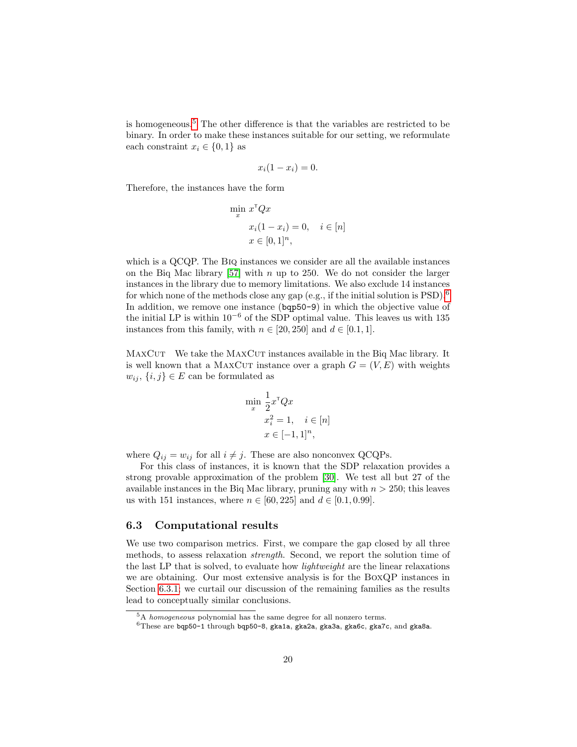is homogeneous.[5] The other difference is that the variables are restricted to be binary. In order to make these instances suitable for our setting, we reformulate each constraint $x_i \in \{0,1\}$ as

$$x_i(1 - x_i) = 0.$$

Therefore, the instances have the form

$$\begin{aligned} \min_x \; & x^\intercal Q x \\ & x_i(1 - x_i) = 0, \quad i \in [n] \\ & x \in [0,1]^n, \end{aligned}$$

which is a QCQP. The Biq instances we consider are all the available instances on the Biq Mac library [57] with $n$ up to 250. We do not consider the larger instances in the library due to memory limitations. We also exclude 14 instances for which none of the methods close any gap (e.g., if the initial solution is PSD).[6] In addition, we remove one instance (`bqp50-9`) in which the objective value of the initial LP is within $10^{-6}$ of the SDP optimal value. This leaves us with 135 instances from this family, with $n \in [20, 250]$ and $d \in [0.1, 1]$.

MaxCut We take the MaxCut instances available in the Biq Mac library. It is well known that a MaxCut instance over a graph $G = (V, E)$ with weights $w_{ij}$, $\{i, j\} \in E$ can be formulated as

$$\begin{aligned} \min_x \; & \frac{1}{2} x^\intercal Q x \\ & x_i^2 = 1, \quad i \in [n] \\ & x \in [-1,1]^n, \end{aligned}$$

where $Q_{ij} = w_{ij}$ for all $i \neq j$. These are also nonconvex QCQPs.

For this class of instances, it is known that the SDP relaxation provides a strong provable approximation of the problem [30]. We test all but 27 of the available instances in the Biq Mac library, pruning any with $n > 250$; this leaves us with 151 instances, where $n \in [60, 225]$ and $d \in [0.1, 0.99]$.

### 6.3 Computational results

We use two comparison metrics. First, we compare the gap closed by all three methods, to assess relaxation *strength*. Second, we report the solution time of the last LP that is solved, to evaluate how *lightweight* are the linear relaxations we are obtaining. Our most extensive analysis is for the BoxQP instances in Section 6.3.1; we curtail our discussion of the remaining families as the results lead to conceptually similar conclusions.

---

[5] A *homogeneous* polynomial has the same degree for all nonzero terms.

[6] These are `bqp50-1` through `bqp50-8`, `gka1a`, `gka2a`, `gka3a`, `gka6c`, `gka7c`, and `gka8a`.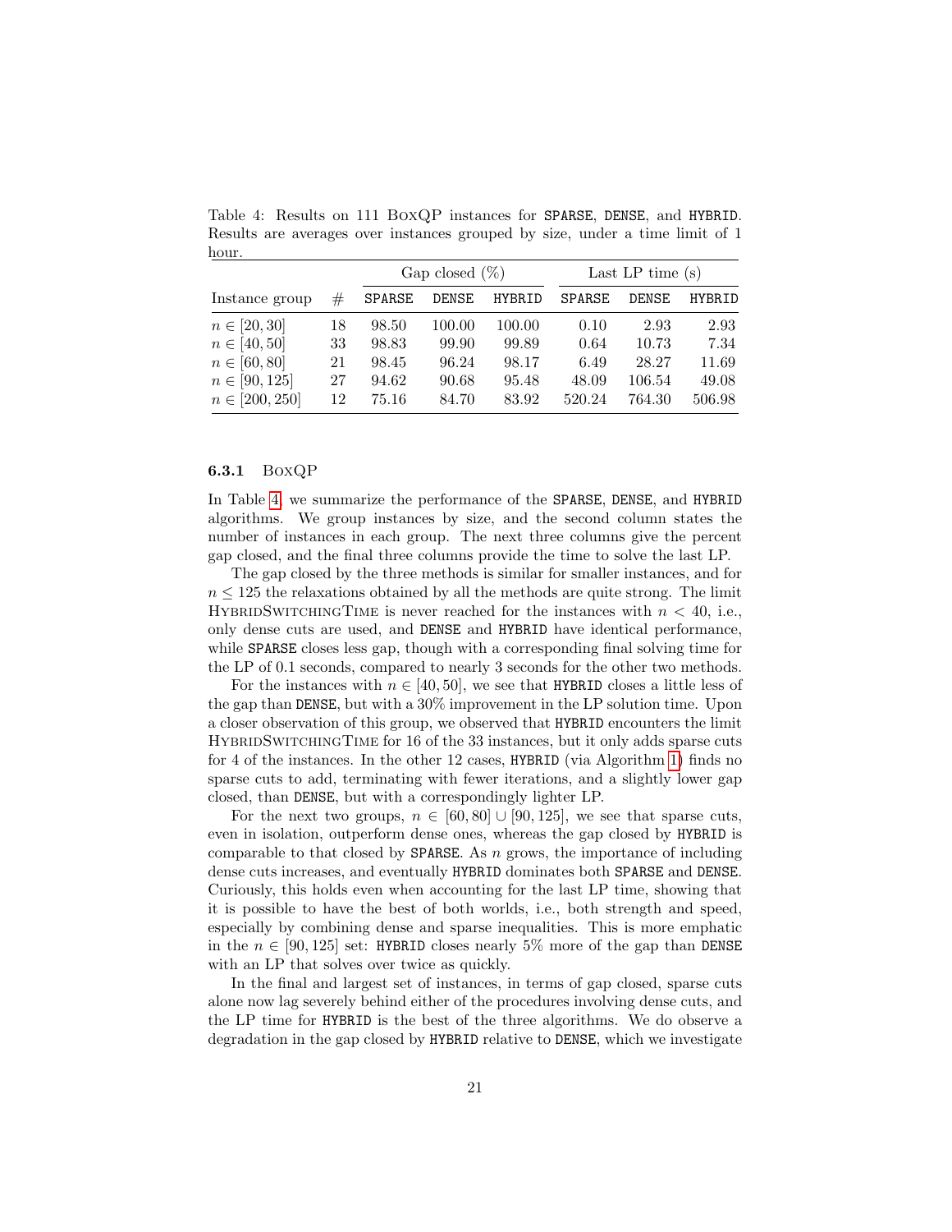Table 4: Results on 111 BoxQP instances for `SPARSE`, `DENSE`, and `HYBRID`. Results are averages over instances grouped by size, under a time limit of 1 hour.

| Instance group | # | Gap closed (%) | | | Last LP time (s) | | |
|---|---|---|---|---|---|---|---|
| | | `SPARSE` | `DENSE` | `HYBRID` | `SPARSE` | `DENSE` | `HYBRID` |
| $n \in [20, 30]$ | 18 | 98.50 | 100.00 | 100.00 | 0.10 | 2.93 | 2.93 |
| $n \in [40, 50]$ | 33 | 98.83 | 99.90 | 99.89 | 0.64 | 10.73 | 7.34 |
| $n \in [60, 80]$ | 21 | 98.45 | 96.24 | 98.17 | 6.49 | 28.27 | 11.69 |
| $n \in [90, 125]$ | 27 | 94.62 | 90.68 | 95.48 | 48.09 | 106.54 | 49.08 |
| $n \in [200, 250]$ | 12 | 75.16 | 84.70 | 83.92 | 520.24 | 764.30 | 506.98 |

### 6.3.1 BoxQP

In Table 4, we summarize the performance of the `SPARSE`, `DENSE`, and `HYBRID` algorithms. We group instances by size, and the second column states the number of instances in each group. The next three columns give the percent gap closed, and the final three columns provide the time to solve the last LP.

The gap closed by the three methods is similar for smaller instances, and for $n \leq 125$ the relaxations obtained by all the methods are quite strong. The limit HybridSwitchingTime is never reached for the instances with $n < 40$, i.e., only dense cuts are used, and `DENSE` and `HYBRID` have identical performance, while `SPARSE` closes less gap, though with a corresponding final solving time for the LP of 0.1 seconds, compared to nearly 3 seconds for the other two methods.

For the instances with $n \in [40, 50]$, we see that `HYBRID` closes a little less of the gap than `DENSE`, but with a 30% improvement in the LP solution time. Upon a closer observation of this group, we observed that `HYBRID` encounters the limit HybridSwitchingTime for 16 of the 33 instances, but it only adds sparse cuts for 4 of the instances. In the other 12 cases, `HYBRID` (via Algorithm 1) finds no sparse cuts to add, terminating with fewer iterations, and a slightly lower gap closed, than `DENSE`, but with a correspondingly lighter LP.

For the next two groups, $n \in [60, 80] \cup [90, 125]$, we see that sparse cuts, even in isolation, outperform dense ones, whereas the gap closed by `HYBRID` is comparable to that closed by `SPARSE`. As $n$ grows, the importance of including dense cuts increases, and eventually `HYBRID` dominates both `SPARSE` and `DENSE`. Curiously, this holds even when accounting for the last LP time, showing that it is possible to have the best of both worlds, i.e., both strength and speed, especially by combining dense and sparse inequalities. This is more emphatic in the $n \in [90, 125]$ set: `HYBRID` closes nearly 5% more of the gap than `DENSE` with an LP that solves over twice as quickly.

In the final and largest set of instances, in terms of gap closed, sparse cuts alone now lag severely behind either of the procedures involving dense cuts, and the LP time for `HYBRID` is the best of the three algorithms. We do observe a degradation in the gap closed by `HYBRID` relative to `DENSE`, which we investigate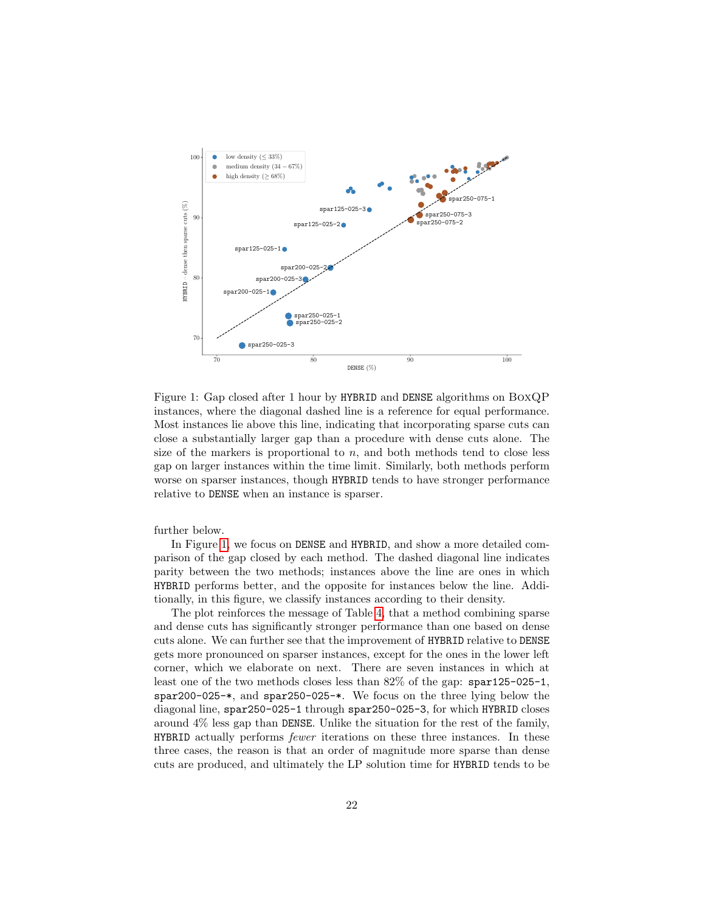Figure 1: Gap closed after 1 hour by HYBRID and DENSE algorithms on BoxQP instances, where the diagonal dashed line is a reference for equal performance. Most instances lie above this line, indicating that incorporating sparse cuts can close a substantially larger gap than a procedure with dense cuts alone. The size of the markers is proportional to $n$, and both methods tend to close less gap on larger instances within the time limit. Similarly, both methods perform worse on sparser instances, though HYBRID tends to have stronger performance relative to DENSE when an instance is sparser.

further below.

In Figure 1, we focus on DENSE and HYBRID, and show a more detailed comparison of the gap closed by each method. The dashed diagonal line indicates parity between the two methods; instances above the line are ones in which HYBRID performs better, and the opposite for instances below the line. Additionally, in this figure, we classify instances according to their density.

The plot reinforces the message of Table 4, that a method combining sparse and dense cuts has significantly stronger performance than one based on dense cuts alone. We can further see that the improvement of HYBRID relative to DENSE gets more pronounced on sparser instances, except for the ones in the lower left corner, which we elaborate on next. There are seven instances in which at least one of the two methods closes less than 82% of the gap: spar125-025-1, spar200-025-*, and spar250-025-*. We focus on the three lying below the diagonal line, spar250-025-1 through spar250-025-3, for which HYBRID closes around 4% less gap than DENSE. Unlike the situation for the rest of the family, HYBRID actually performs *fewer* iterations on these three instances. In these three cases, the reason is that an order of magnitude more sparse than dense cuts are produced, and ultimately the LP solution time for HYBRID tends to be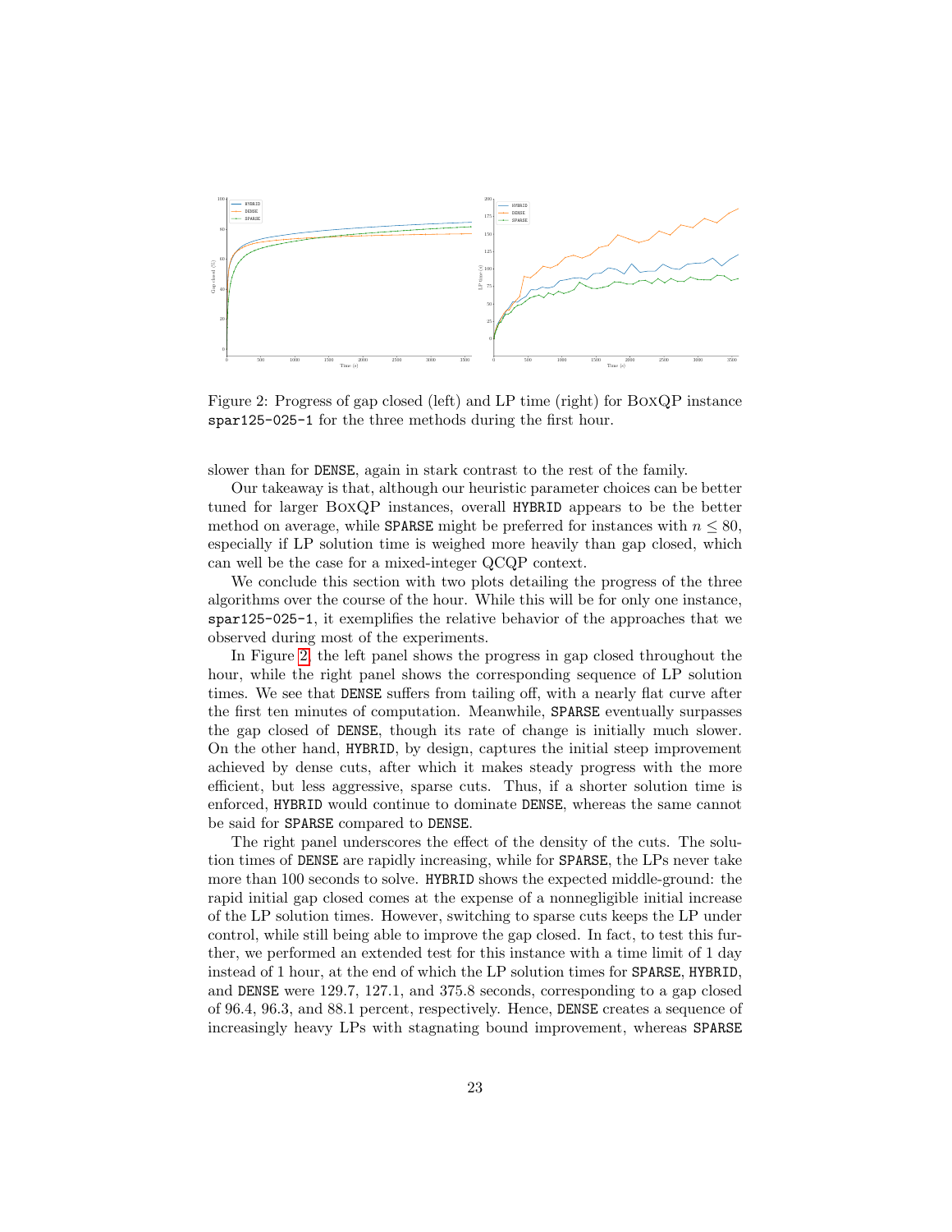Figure 2: Progress of gap closed (left) and LP time (right) for BoxQP instance `spar125-025-1` for the three methods during the first hour.

slower than for DENSE, again in stark contrast to the rest of the family.

Our takeaway is that, although our heuristic parameter choices can be better tuned for larger BoxQP instances, overall HYBRID appears to be the better method on average, while SPARSE might be preferred for instances with $n \leq 80$, especially if LP solution time is weighed more heavily than gap closed, which can well be the case for a mixed-integer QCQP context.

We conclude this section with two plots detailing the progress of the three algorithms over the course of the hour. While this will be for only one instance, `spar125-025-1`, it exemplifies the relative behavior of the approaches that we observed during most of the experiments.

In Figure 2, the left panel shows the progress in gap closed throughout the hour, while the right panel shows the corresponding sequence of LP solution times. We see that DENSE suffers from tailing off, with a nearly flat curve after the first ten minutes of computation. Meanwhile, SPARSE eventually surpasses the gap closed of DENSE, though its rate of change is initially much slower. On the other hand, HYBRID, by design, captures the initial steep improvement achieved by dense cuts, after which it makes steady progress with the more efficient, but less aggressive, sparse cuts. Thus, if a shorter solution time is enforced, HYBRID would continue to dominate DENSE, whereas the same cannot be said for SPARSE compared to DENSE.

The right panel underscores the effect of the density of the cuts. The solution times of DENSE are rapidly increasing, while for SPARSE, the LPs never take more than 100 seconds to solve. HYBRID shows the expected middle-ground: the rapid initial gap closed comes at the expense of a nonnegligible initial increase of the LP solution times. However, switching to sparse cuts keeps the LP under control, while still being able to improve the gap closed. In fact, to test this further, we performed an extended test for this instance with a time limit of 1 day instead of 1 hour, at the end of which the LP solution times for SPARSE, HYBRID, and DENSE were 129.7, 127.1, and 375.8 seconds, corresponding to a gap closed of 96.4, 96.3, and 88.1 percent, respectively. Hence, DENSE creates a sequence of increasingly heavy LPs with stagnating bound improvement, whereas SPARSE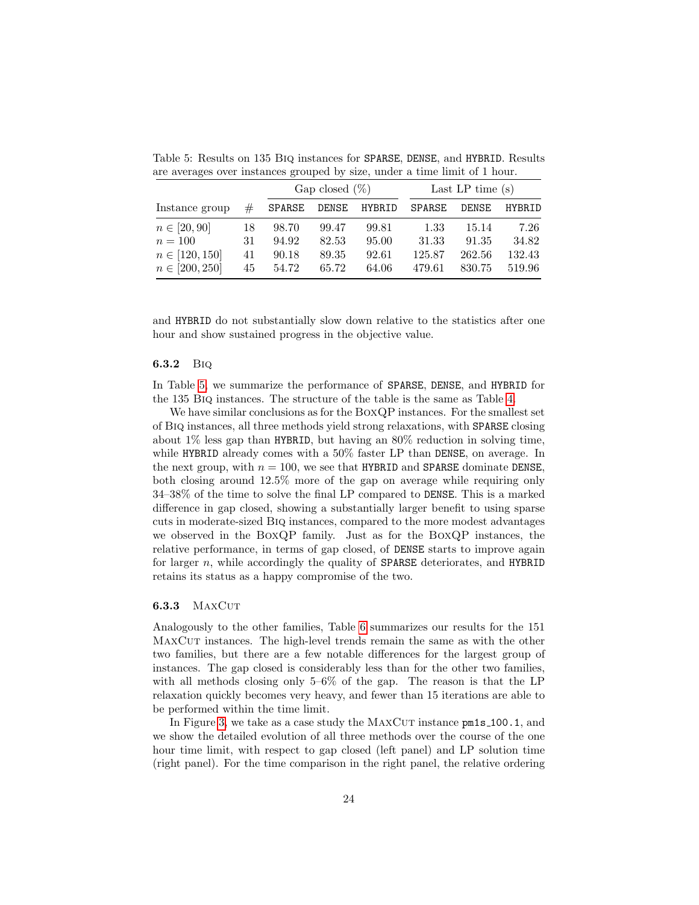Table 5: Results on 135 Biq instances for `SPARSE`, `DENSE`, and `HYBRID`. Results are averages over instances grouped by size, under a time limit of 1 hour.

| Instance group | # | Gap closed (%) | | | Last LP time (s) | | |
|---|---|---|---|---|---|---|---|
| | | SPARSE | DENSE | HYBRID | SPARSE | DENSE | HYBRID |
| $n \in [20, 90]$ | 18 | 98.70 | 99.47 | 99.81 | 1.33 | 15.14 | 7.26 |
| $n = 100$ | 31 | 94.92 | 82.53 | 95.00 | 31.33 | 91.35 | 34.82 |
| $n \in [120, 150]$ | 41 | 90.18 | 89.35 | 92.61 | 125.87 | 262.56 | 132.43 |
| $n \in [200, 250]$ | 45 | 54.72 | 65.72 | 64.06 | 479.61 | 830.75 | 519.96 |

and `HYBRID` do not substantially slow down relative to the statistics after one hour and show sustained progress in the objective value.

#### 6.3.2 Biq

In Table 5, we summarize the performance of `SPARSE`, `DENSE`, and `HYBRID` for the 135 Biq instances. The structure of the table is the same as Table 4.

We have similar conclusions as for the BoxQP instances. For the smallest set of Biq instances, all three methods yield strong relaxations, with `SPARSE` closing about 1% less gap than `HYBRID`, but having an 80% reduction in solving time, while `HYBRID` already comes with a 50% faster LP than `DENSE`, on average. In the next group, with $n = 100$, we see that `HYBRID` and `SPARSE` dominate `DENSE`, both closing around 12.5% more of the gap on average while requiring only 34–38% of the time to solve the final LP compared to `DENSE`. This is a marked difference in gap closed, showing a substantially larger benefit to using sparse cuts in moderate-sized Biq instances, compared to the more modest advantages we observed in the BoxQP family. Just as for the BoxQP instances, the relative performance, in terms of gap closed, of `DENSE` starts to improve again for larger $n$, while accordingly the quality of `SPARSE` deteriorates, and `HYBRID` retains its status as a happy compromise of the two.

#### 6.3.3 MaxCut

Analogously to the other families, Table 6 summarizes our results for the 151 MaxCut instances. The high-level trends remain the same as with the other two families, but there are a few notable differences for the largest group of instances. The gap closed is considerably less than for the other two families, with all methods closing only 5–6% of the gap. The reason is that the LP relaxation quickly becomes very heavy, and fewer than 15 iterations are able to be performed within the time limit.

In Figure 3, we take as a case study the MaxCut instance `pm1s_100.1`, and we show the detailed evolution of all three methods over the course of the one hour time limit, with respect to gap closed (left panel) and LP solution time (right panel). For the time comparison in the right panel, the relative ordering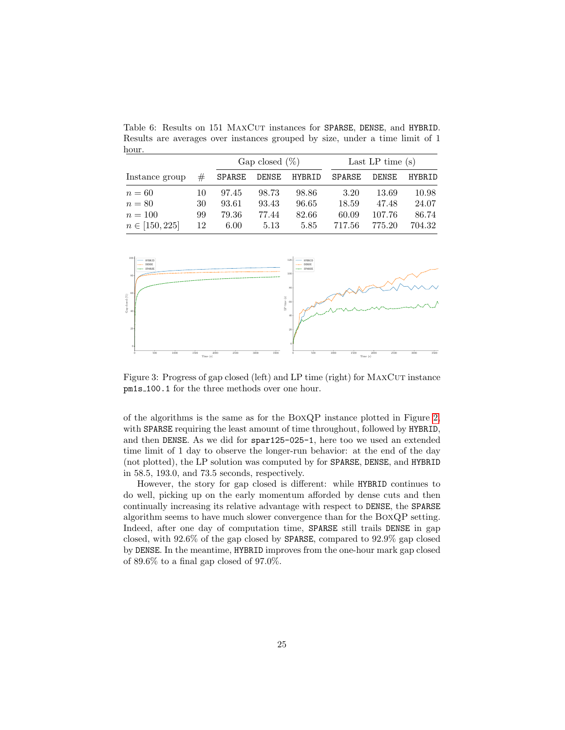Table 6: Results on 151 MaxCut instances for SPARSE, DENSE, and HYBRID. Results are averages over instances grouped by size, under a time limit of 1 hour.

| Instance group | # | Gap closed (%) | | | Last LP time (s) | | |
|---|---|---|---|---|---|---|---|
| | | SPARSE | DENSE | HYBRID | SPARSE | DENSE | HYBRID |
| $n = 60$ | 10 | 97.45 | 98.73 | 98.86 | 3.20 | 13.69 | 10.98 |
| $n = 80$ | 30 | 93.61 | 93.43 | 96.65 | 18.59 | 47.48 | 24.07 |
| $n = 100$ | 99 | 79.36 | 77.44 | 82.66 | 60.09 | 107.76 | 86.74 |
| $n \in [150, 225]$ | 12 | 6.00 | 5.13 | 5.85 | 717.56 | 775.20 | 704.32 |

Figure 3: Progress of gap closed (left) and LP time (right) for MaxCut instance pm1s_100.1 for the three methods over one hour.

of the algorithms is the same as for the BoxQP instance plotted in Figure 2, with SPARSE requiring the least amount of time throughout, followed by HYBRID, and then DENSE. As we did for spar125-025-1, here too we used an extended time limit of 1 day to observe the longer-run behavior: at the end of the day (not plotted), the LP solution was computed by for SPARSE, DENSE, and HYBRID in 58.5, 193.0, and 73.5 seconds, respectively.

However, the story for gap closed is different: while HYBRID continues to do well, picking up on the early momentum afforded by dense cuts and then continually increasing its relative advantage with respect to DENSE, the SPARSE algorithm seems to have much slower convergence than for the BoxQP setting. Indeed, after one day of computation time, SPARSE still trails DENSE in gap closed, with 92.6% of the gap closed by SPARSE, compared to 92.9% gap closed by DENSE. In the meantime, HYBRID improves from the one-hour mark gap closed of 89.6% to a final gap closed of 97.0%.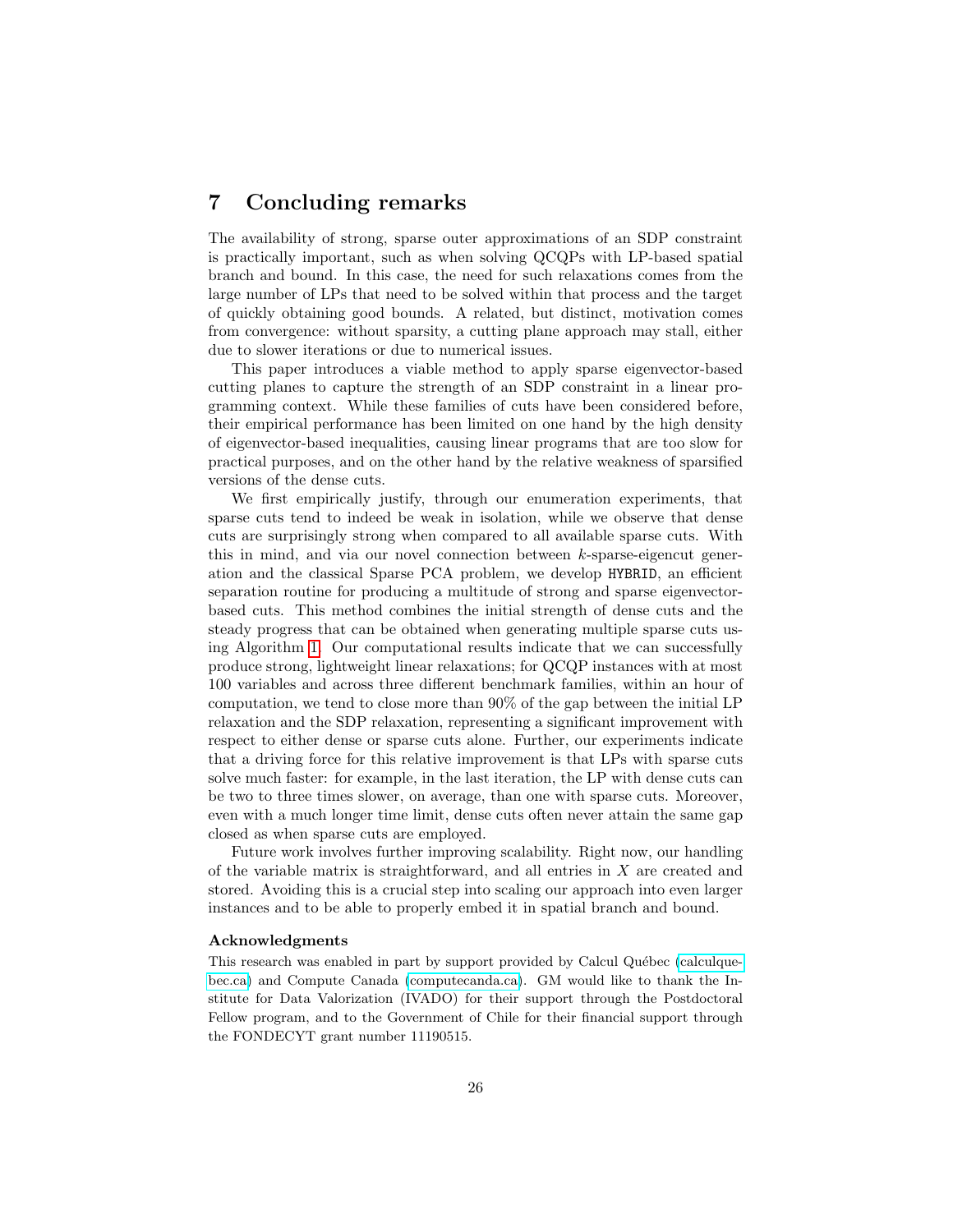## 7 Concluding remarks

The availability of strong, sparse outer approximations of an SDP constraint is practically important, such as when solving QCQPs with LP-based spatial branch and bound. In this case, the need for such relaxations comes from the large number of LPs that need to be solved within that process and the target of quickly obtaining good bounds. A related, but distinct, motivation comes from convergence: without sparsity, a cutting plane approach may stall, either due to slower iterations or due to numerical issues.

This paper introduces a viable method to apply sparse eigenvector-based cutting planes to capture the strength of an SDP constraint in a linear programming context. While these families of cuts have been considered before, their empirical performance has been limited on one hand by the high density of eigenvector-based inequalities, causing linear programs that are too slow for practical purposes, and on the other hand by the relative weakness of sparsified versions of the dense cuts.

We first empirically justify, through our enumeration experiments, that sparse cuts tend to indeed be weak in isolation, while we observe that dense cuts are surprisingly strong when compared to all available sparse cuts. With this in mind, and via our novel connection between $k$-sparse-eigencut generation and the classical Sparse PCA problem, we develop `HYBRID`, an efficient separation routine for producing a multitude of strong and sparse eigenvector-based cuts. This method combines the initial strength of dense cuts and the steady progress that can be obtained when generating multiple sparse cuts using Algorithm 1. Our computational results indicate that we can successfully produce strong, lightweight linear relaxations; for QCQP instances with at most 100 variables and across three different benchmark families, within an hour of computation, we tend to close more than 90% of the gap between the initial LP relaxation and the SDP relaxation, representing a significant improvement with respect to either dense or sparse cuts alone. Further, our experiments indicate that a driving force for this relative improvement is that LPs with sparse cuts solve much faster: for example, in the last iteration, the LP with dense cuts can be two to three times slower, on average, than one with sparse cuts. Moreover, even with a much longer time limit, dense cuts often never attain the same gap closed as when sparse cuts are employed.

Future work involves further improving scalability. Right now, our handling of the variable matrix is straightforward, and all entries in $X$ are created and stored. Avoiding this is a crucial step into scaling our approach into even larger instances and to be able to properly embed it in spatial branch and bound.

### Acknowledgments

This research was enabled in part by support provided by Calcul Québec (calculquebec.ca) and Compute Canada (computecanda.ca). GM would like to thank the Institute for Data Valorization (IVADO) for their support through the Postdoctoral Fellow program, and to the Government of Chile for their financial support through the FONDECYT grant number 11190515.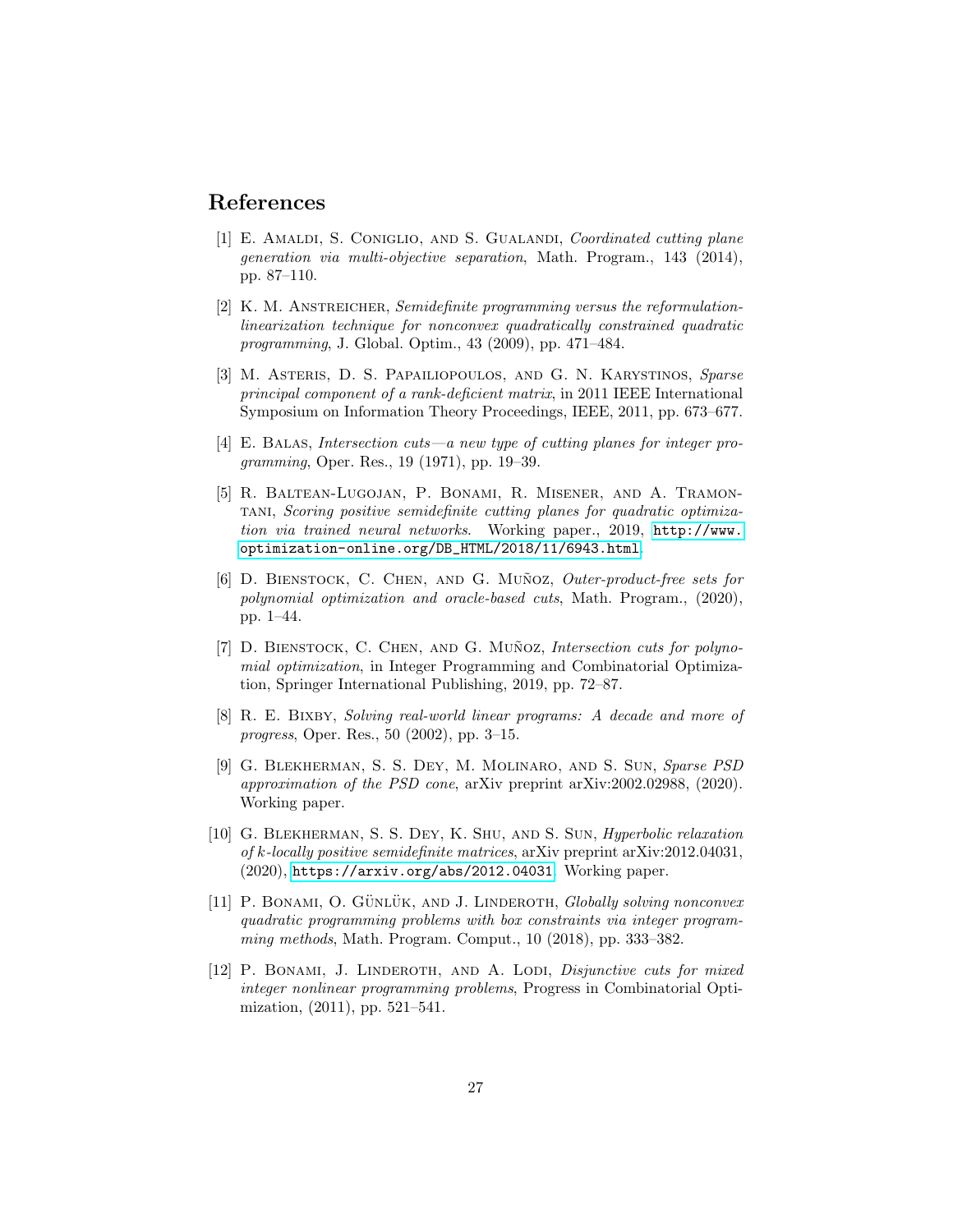## References

[1] E. Amaldi, S. Coniglio, and S. Gualandi, *Coordinated cutting plane generation via multi-objective separation*, Math. Program., 143 (2014), pp. 87–110.

[2] K. M. Anstreicher, *Semidefinite programming versus the reformulation-linearization technique for nonconvex quadratically constrained quadratic programming*, J. Global. Optim., 43 (2009), pp. 471–484.

[3] M. Asteris, D. S. Papailiopoulos, and G. N. Karystinos, *Sparse principal component of a rank-deficient matrix*, in 2011 IEEE International Symposium on Information Theory Proceedings, IEEE, 2011, pp. 673–677.

[4] E. Balas, *Intersection cuts—a new type of cutting planes for integer programming*, Oper. Res., 19 (1971), pp. 19–39.

[5] R. Baltean-Lugojan, P. Bonami, R. Misener, and A. Tramontani, *Scoring positive semidefinite cutting planes for quadratic optimization via trained neural networks*. Working paper., 2019, http://www.optimization-online.org/DB_HTML/2018/11/6943.html.

[6] D. Bienstock, C. Chen, and G. Muñoz, *Outer-product-free sets for polynomial optimization and oracle-based cuts*, Math. Program., (2020), pp. 1–44.

[7] D. Bienstock, C. Chen, and G. Muñoz, *Intersection cuts for polynomial optimization*, in Integer Programming and Combinatorial Optimization, Springer International Publishing, 2019, pp. 72–87.

[8] R. E. Bixby, *Solving real-world linear programs: A decade and more of progress*, Oper. Res., 50 (2002), pp. 3–15.

[9] G. Blekherman, S. S. Dey, M. Molinaro, and S. Sun, *Sparse PSD approximation of the PSD cone*, arXiv preprint arXiv:2002.02988, (2020). Working paper.

[10] G. Blekherman, S. S. Dey, K. Shu, and S. Sun, *Hyperbolic relaxation of k-locally positive semidefinite matrices*, arXiv preprint arXiv:2012.04031, (2020), https://arxiv.org/abs/2012.04031. Working paper.

[11] P. Bonami, O. Günlük, and J. Linderoth, *Globally solving nonconvex quadratic programming problems with box constraints via integer programming methods*, Math. Program. Comput., 10 (2018), pp. 333–382.

[12] P. Bonami, J. Linderoth, and A. Lodi, *Disjunctive cuts for mixed integer nonlinear programming problems*, Progress in Combinatorial Optimization, (2011), pp. 521–541.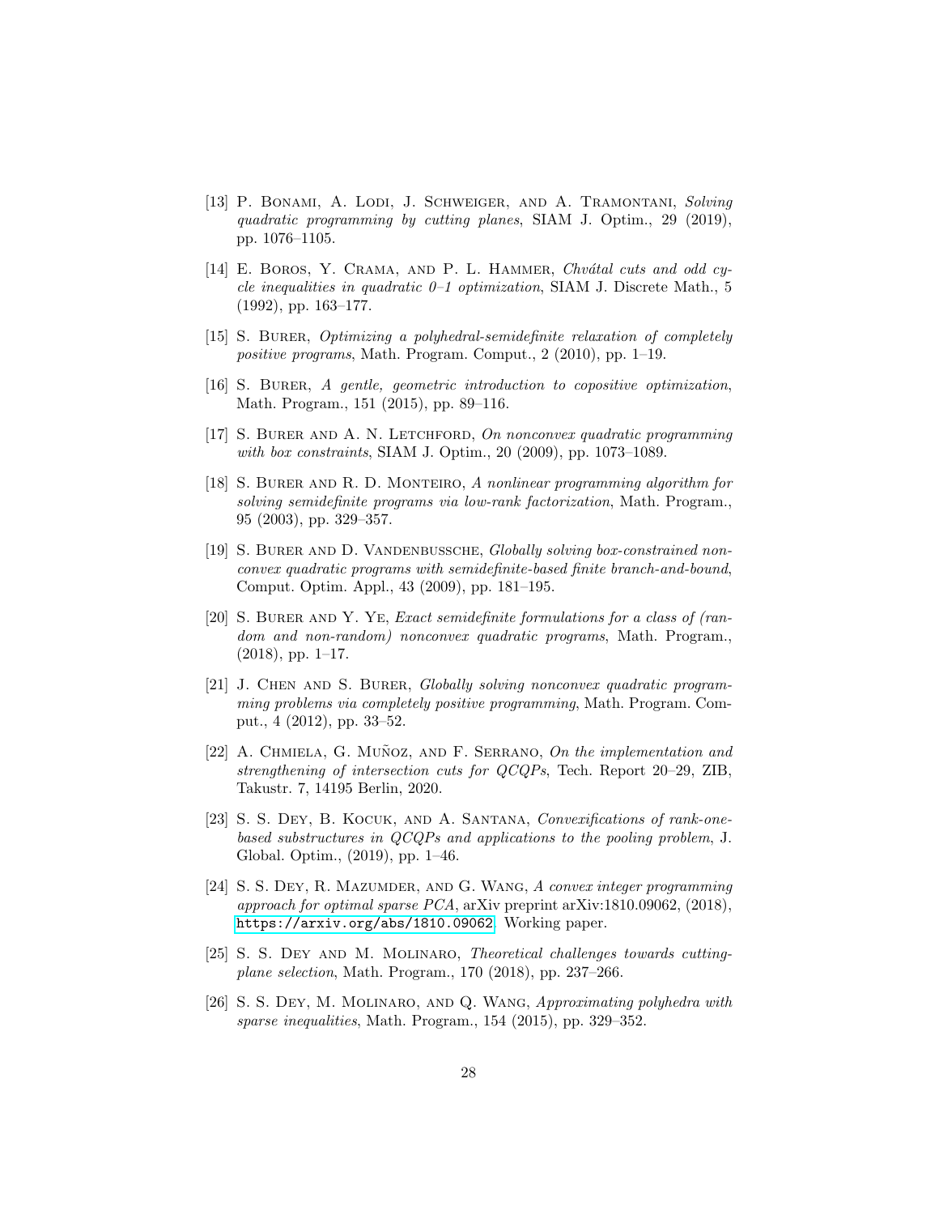[13] P. Bonami, A. Lodi, J. Schweiger, and A. Tramontani, *Solving quadratic programming by cutting planes*, SIAM J. Optim., 29 (2019), pp. 1076–1105.

[14] E. Boros, Y. Crama, and P. L. Hammer, *Chvátal cuts and odd cycle inequalities in quadratic 0–1 optimization*, SIAM J. Discrete Math., 5 (1992), pp. 163–177.

[15] S. Burer, *Optimizing a polyhedral-semidefinite relaxation of completely positive programs*, Math. Program. Comput., 2 (2010), pp. 1–19.

[16] S. Burer, *A gentle, geometric introduction to copositive optimization*, Math. Program., 151 (2015), pp. 89–116.

[17] S. Burer and A. N. Letchford, *On nonconvex quadratic programming with box constraints*, SIAM J. Optim., 20 (2009), pp. 1073–1089.

[18] S. Burer and R. D. Monteiro, *A nonlinear programming algorithm for solving semidefinite programs via low-rank factorization*, Math. Program., 95 (2003), pp. 329–357.

[19] S. Burer and D. Vandenbussche, *Globally solving box-constrained nonconvex quadratic programs with semidefinite-based finite branch-and-bound*, Comput. Optim. Appl., 43 (2009), pp. 181–195.

[20] S. Burer and Y. Ye, *Exact semidefinite formulations for a class of (random and non-random) nonconvex quadratic programs*, Math. Program., (2018), pp. 1–17.

[21] J. Chen and S. Burer, *Globally solving nonconvex quadratic programming problems via completely positive programming*, Math. Program. Comput., 4 (2012), pp. 33–52.

[22] A. Chmiela, G. Muñoz, and F. Serrano, *On the implementation and strengthening of intersection cuts for QCQPs*, Tech. Report 20–29, ZIB, Takustr. 7, 14195 Berlin, 2020.

[23] S. S. Dey, B. Kocuk, and A. Santana, *Convexifications of rank-one-based substructures in QCQPs and applications to the pooling problem*, J. Global. Optim., (2019), pp. 1–46.

[24] S. S. Dey, R. Mazumder, and G. Wang, *A convex integer programming approach for optimal sparse PCA*, arXiv preprint arXiv:1810.09062, (2018), https://arxiv.org/abs/1810.09062. Working paper.

[25] S. S. Dey and M. Molinaro, *Theoretical challenges towards cutting-plane selection*, Math. Program., 170 (2018), pp. 237–266.

[26] S. S. Dey, M. Molinaro, and Q. Wang, *Approximating polyhedra with sparse inequalities*, Math. Program., 154 (2015), pp. 329–352.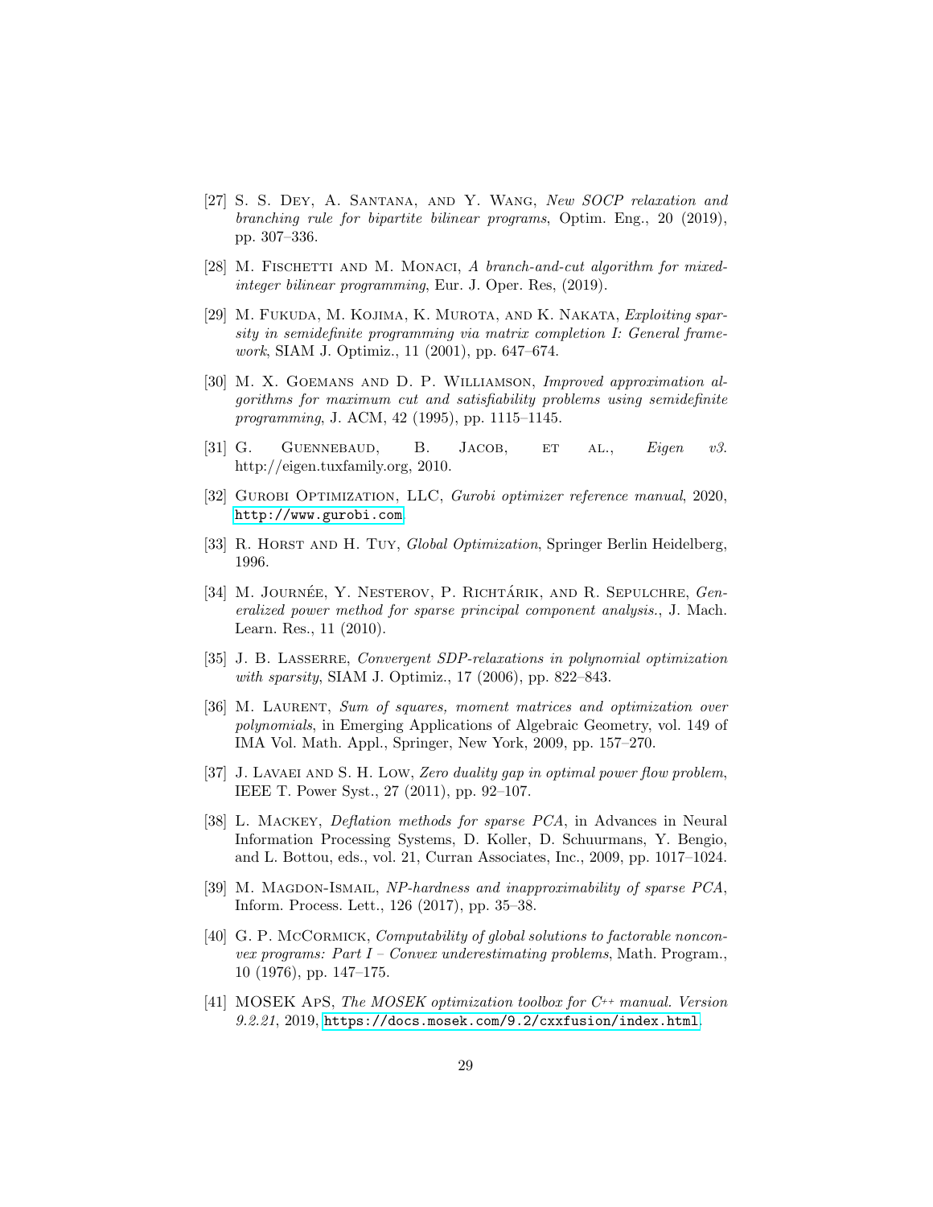[27] S. S. Dey, A. Santana, and Y. Wang, *New SOCP relaxation and branching rule for bipartite bilinear programs*, Optim. Eng., 20 (2019), pp. 307–336.

[28] M. Fischetti and M. Monaci, *A branch-and-cut algorithm for mixed-integer bilinear programming*, Eur. J. Oper. Res, (2019).

[29] M. Fukuda, M. Kojima, K. Murota, and K. Nakata, *Exploiting sparsity in semidefinite programming via matrix completion I: General framework*, SIAM J. Optimiz., 11 (2001), pp. 647–674.

[30] M. X. Goemans and D. P. Williamson, *Improved approximation algorithms for maximum cut and satisfiability problems using semidefinite programming*, J. ACM, 42 (1995), pp. 1115–1145.

[31] G. Guennebaud, B. Jacob, et al., *Eigen v3*. http://eigen.tuxfamily.org, 2010.

[32] Gurobi Optimization, LLC, *Gurobi optimizer reference manual*, 2020, http://www.gurobi.com.

[33] R. Horst and H. Tuy, *Global Optimization*, Springer Berlin Heidelberg, 1996.

[34] M. Journée, Y. Nesterov, P. Richtárik, and R. Sepulchre, *Generalized power method for sparse principal component analysis.*, J. Mach. Learn. Res., 11 (2010).

[35] J. B. Lasserre, *Convergent SDP-relaxations in polynomial optimization with sparsity*, SIAM J. Optimiz., 17 (2006), pp. 822–843.

[36] M. Laurent, *Sum of squares, moment matrices and optimization over polynomials*, in Emerging Applications of Algebraic Geometry, vol. 149 of IMA Vol. Math. Appl., Springer, New York, 2009, pp. 157–270.

[37] J. Lavaei and S. H. Low, *Zero duality gap in optimal power flow problem*, IEEE T. Power Syst., 27 (2011), pp. 92–107.

[38] L. Mackey, *Deflation methods for sparse PCA*, in Advances in Neural Information Processing Systems, D. Koller, D. Schuurmans, Y. Bengio, and L. Bottou, eds., vol. 21, Curran Associates, Inc., 2009, pp. 1017–1024.

[39] M. Magdon-Ismail, *NP-hardness and inapproximability of sparse PCA*, Inform. Process. Lett., 126 (2017), pp. 35–38.

[40] G. P. McCormick, *Computability of global solutions to factorable nonconvex programs: Part I – Convex underestimating problems*, Math. Program., 10 (1976), pp. 147–175.

[41] MOSEK ApS, *The MOSEK optimization toolbox for C++ manual. Version 9.2.21*, 2019, https://docs.mosek.com/9.2/cxxfusion/index.html.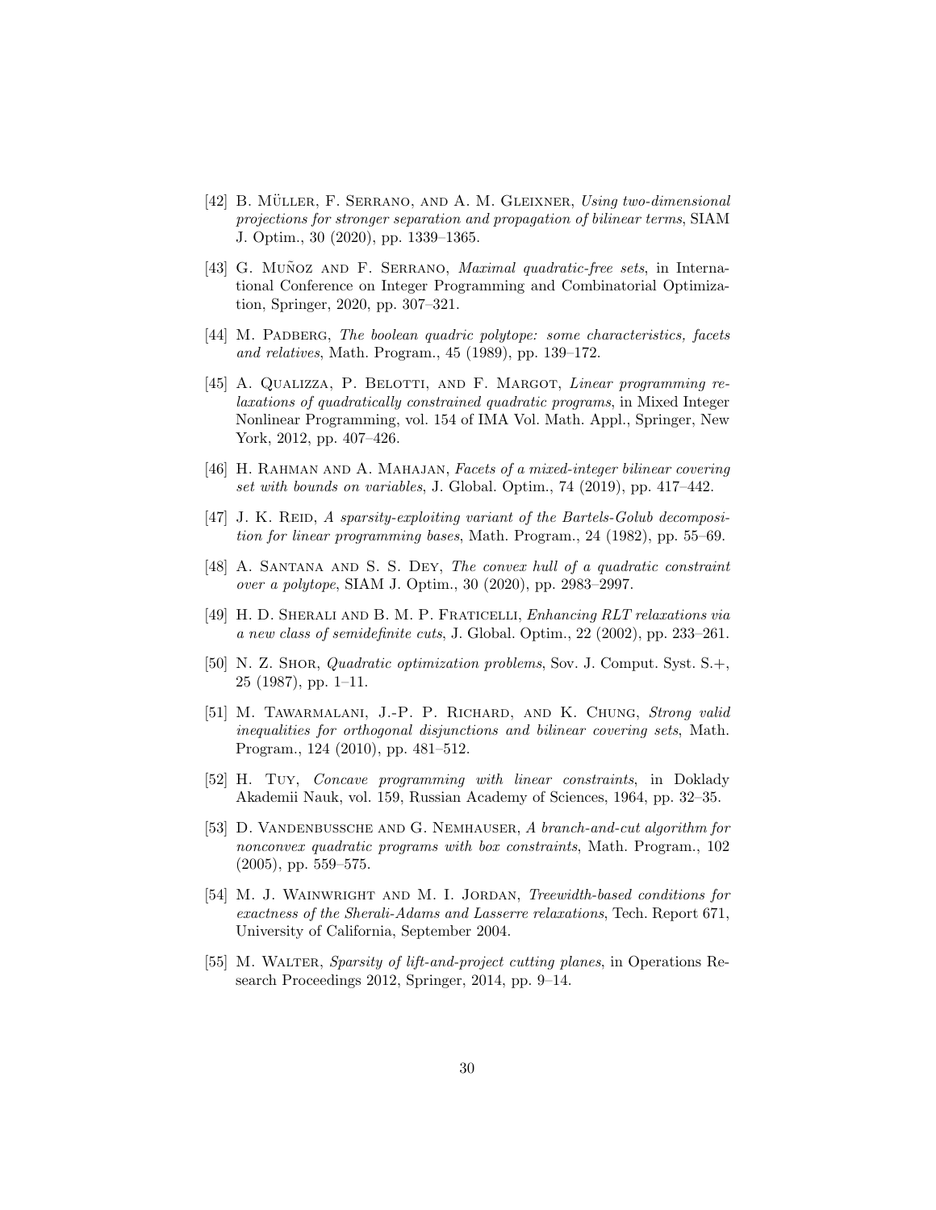[42] B. Müller, F. Serrano, and A. M. Gleixner, *Using two-dimensional projections for stronger separation and propagation of bilinear terms*, SIAM J. Optim., 30 (2020), pp. 1339–1365.

[43] G. Muñoz and F. Serrano, *Maximal quadratic-free sets*, in International Conference on Integer Programming and Combinatorial Optimization, Springer, 2020, pp. 307–321.

[44] M. Padberg, *The boolean quadric polytope: some characteristics, facets and relatives*, Math. Program., 45 (1989), pp. 139–172.

[45] A. Qualizza, P. Belotti, and F. Margot, *Linear programming relaxations of quadratically constrained quadratic programs*, in Mixed Integer Nonlinear Programming, vol. 154 of IMA Vol. Math. Appl., Springer, New York, 2012, pp. 407–426.

[46] H. Rahman and A. Mahajan, *Facets of a mixed-integer bilinear covering set with bounds on variables*, J. Global. Optim., 74 (2019), pp. 417–442.

[47] J. K. Reid, *A sparsity-exploiting variant of the Bartels-Golub decomposition for linear programming bases*, Math. Program., 24 (1982), pp. 55–69.

[48] A. Santana and S. S. Dey, *The convex hull of a quadratic constraint over a polytope*, SIAM J. Optim., 30 (2020), pp. 2983–2997.

[49] H. D. Sherali and B. M. P. Fraticelli, *Enhancing RLT relaxations via a new class of semidefinite cuts*, J. Global. Optim., 22 (2002), pp. 233–261.

[50] N. Z. Shor, *Quadratic optimization problems*, Sov. J. Comput. Syst. S.+, 25 (1987), pp. 1–11.

[51] M. Tawarmalani, J.-P. P. Richard, and K. Chung, *Strong valid inequalities for orthogonal disjunctions and bilinear covering sets*, Math. Program., 124 (2010), pp. 481–512.

[52] H. Tuy, *Concave programming with linear constraints*, in Doklady Akademii Nauk, vol. 159, Russian Academy of Sciences, 1964, pp. 32–35.

[53] D. Vandenbussche and G. Nemhauser, *A branch-and-cut algorithm for nonconvex quadratic programs with box constraints*, Math. Program., 102 (2005), pp. 559–575.

[54] M. J. Wainwright and M. I. Jordan, *Treewidth-based conditions for exactness of the Sherali-Adams and Lasserre relaxations*, Tech. Report 671, University of California, September 2004.

[55] M. Walter, *Sparsity of lift-and-project cutting planes*, in Operations Research Proceedings 2012, Springer, 2014, pp. 9–14.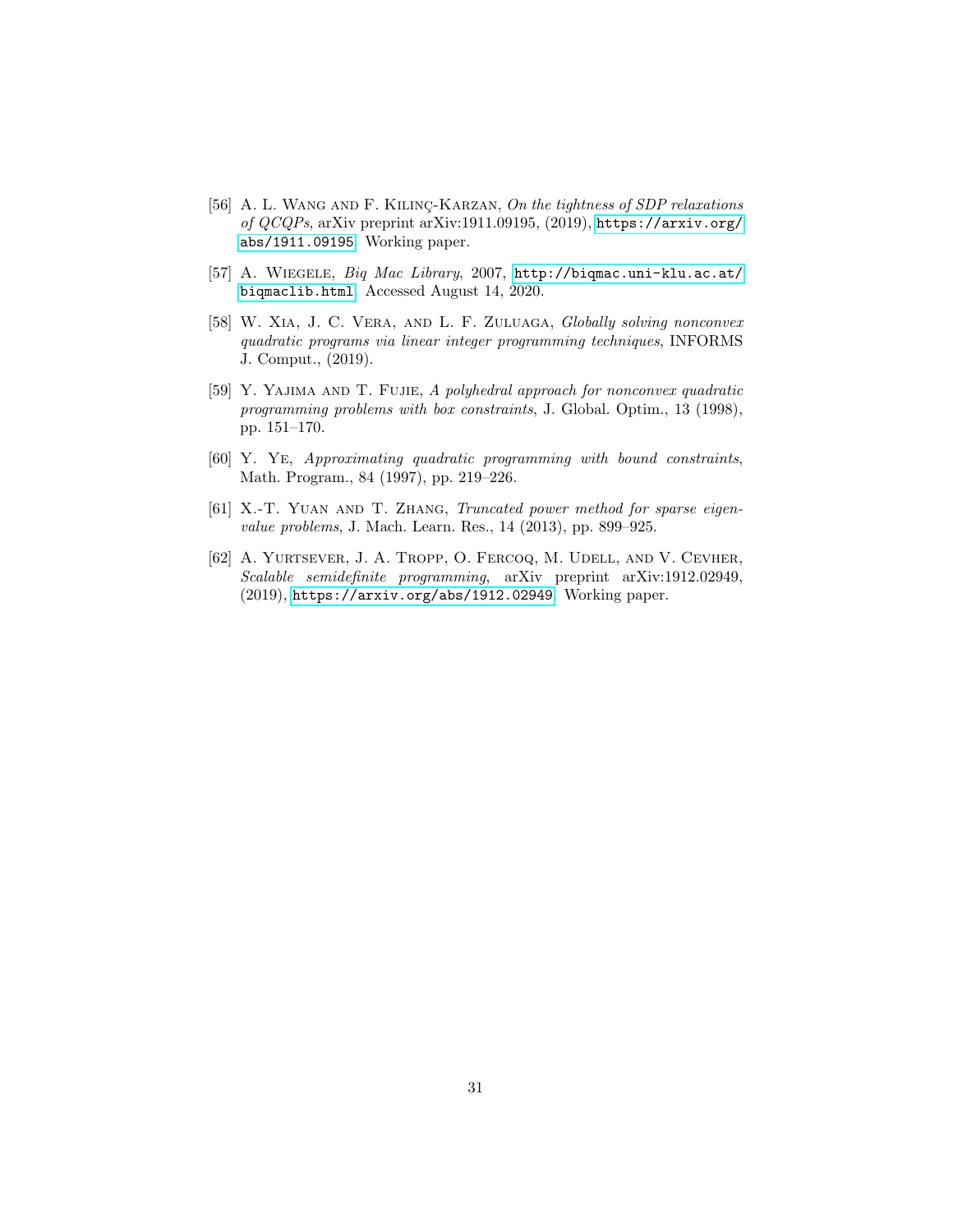[56] A. L. Wang and F. Kılınç-Karzan, *On the tightness of SDP relaxations of QCQPs*, arXiv preprint arXiv:1911.09195, (2019), https://arxiv.org/abs/1911.09195. Working paper.

[57] A. Wiegele, *Biq Mac Library*, 2007, http://biqmac.uni-klu.ac.at/biqmaclib.html. Accessed August 14, 2020.

[58] W. Xia, J. C. Vera, and L. F. Zuluaga, *Globally solving nonconvex quadratic programs via linear integer programming techniques*, INFORMS J. Comput., (2019).

[59] Y. Yajima and T. Fujie, *A polyhedral approach for nonconvex quadratic programming problems with box constraints*, J. Global. Optim., 13 (1998), pp. 151–170.

[60] Y. Ye, *Approximating quadratic programming with bound constraints*, Math. Program., 84 (1997), pp. 219–226.

[61] X.-T. Yuan and T. Zhang, *Truncated power method for sparse eigenvalue problems*, J. Mach. Learn. Res., 14 (2013), pp. 899–925.

[62] A. Yurtsever, J. A. Tropp, O. Fercoq, M. Udell, and V. Cevher, *Scalable semidefinite programming*, arXiv preprint arXiv:1912.02949, (2019), https://arxiv.org/abs/1912.02949. Working paper.